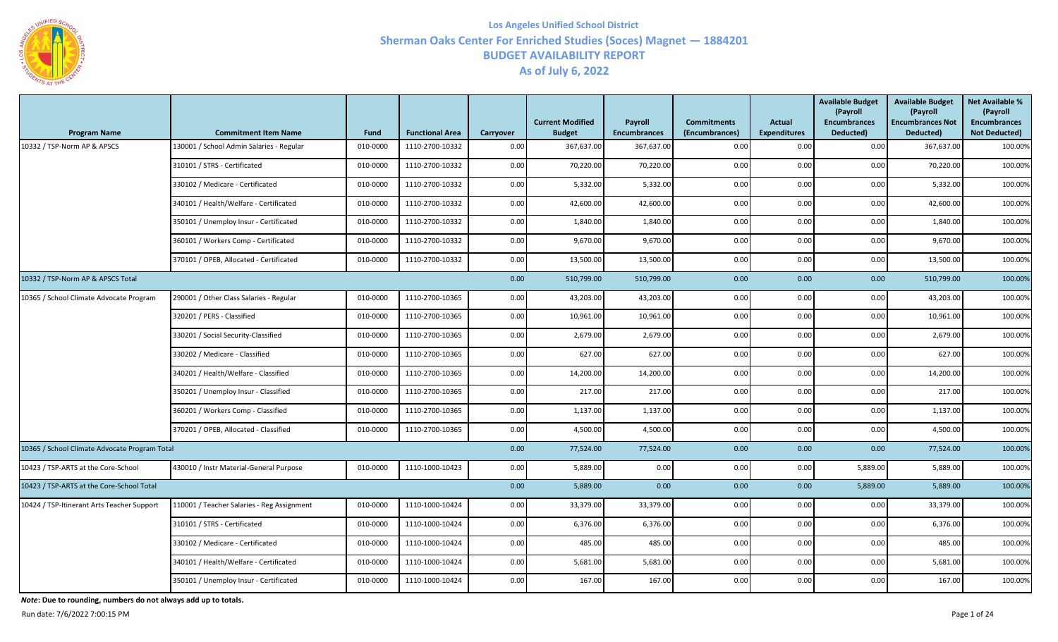# Los Angeles Unified School District

## Sherman Oaks Center For Enriched Studies (Soces) Magnet — 1884201

## BUDGET AVAILABILITY REPORT

## As of July 6, 2022

| Program Name | Commitment Item Name | Fund | Functional Area | Carryover | Current Modified Budget | Payroll Encumbrances | Commitments (Encumbrances) | Actual Expenditures | Available Budget (Payroll Encumbrances Deducted) | Available Budget (Payroll Encumbrances Not Deducted) | Net Available % (Payroll Encumbrances Not Deducted) |
|---|---|---|---|---|---|---|---|---|---|---|---|
| 10332 / TSP-Norm AP & APSCS | 130001 / School Admin Salaries - Regular | 010-0000 | 1110-2700-10332 | 0.00 | 367,637.00 | 367,637.00 | 0.00 | 0.00 | 0.00 | 367,637.00 | 100.00% |
| | 310101 / STRS - Certificated | 010-0000 | 1110-2700-10332 | 0.00 | 70,220.00 | 70,220.00 | 0.00 | 0.00 | 0.00 | 70,220.00 | 100.00% |
| | 330102 / Medicare - Certificated | 010-0000 | 1110-2700-10332 | 0.00 | 5,332.00 | 5,332.00 | 0.00 | 0.00 | 0.00 | 5,332.00 | 100.00% |
| | 340101 / Health/Welfare - Certificated | 010-0000 | 1110-2700-10332 | 0.00 | 42,600.00 | 42,600.00 | 0.00 | 0.00 | 0.00 | 42,600.00 | 100.00% |
| | 350101 / Unemploy Insur - Certificated | 010-0000 | 1110-2700-10332 | 0.00 | 1,840.00 | 1,840.00 | 0.00 | 0.00 | 0.00 | 1,840.00 | 100.00% |
| | 360101 / Workers Comp - Certificated | 010-0000 | 1110-2700-10332 | 0.00 | 9,670.00 | 9,670.00 | 0.00 | 0.00 | 0.00 | 9,670.00 | 100.00% |
| | 370101 / OPEB, Allocated - Certificated | 010-0000 | 1110-2700-10332 | 0.00 | 13,500.00 | 13,500.00 | 0.00 | 0.00 | 0.00 | 13,500.00 | 100.00% |
| 10332 / TSP-Norm AP & APSCS Total | | | | 0.00 | 510,799.00 | 510,799.00 | 0.00 | 0.00 | 0.00 | 510,799.00 | 100.00% |
| 10365 / School Climate Advocate Program | 290001 / Other Class Salaries - Regular | 010-0000 | 1110-2700-10365 | 0.00 | 43,203.00 | 43,203.00 | 0.00 | 0.00 | 0.00 | 43,203.00 | 100.00% |
| | 320201 / PERS - Classified | 010-0000 | 1110-2700-10365 | 0.00 | 10,961.00 | 10,961.00 | 0.00 | 0.00 | 0.00 | 10,961.00 | 100.00% |
| | 330201 / Social Security-Classified | 010-0000 | 1110-2700-10365 | 0.00 | 2,679.00 | 2,679.00 | 0.00 | 0.00 | 0.00 | 2,679.00 | 100.00% |
| | 330202 / Medicare - Classified | 010-0000 | 1110-2700-10365 | 0.00 | 627.00 | 627.00 | 0.00 | 0.00 | 0.00 | 627.00 | 100.00% |
| | 340201 / Health/Welfare - Classified | 010-0000 | 1110-2700-10365 | 0.00 | 14,200.00 | 14,200.00 | 0.00 | 0.00 | 0.00 | 14,200.00 | 100.00% |
| | 350201 / Unemploy Insur - Classified | 010-0000 | 1110-2700-10365 | 0.00 | 217.00 | 217.00 | 0.00 | 0.00 | 0.00 | 217.00 | 100.00% |
| | 360201 / Workers Comp - Classified | 010-0000 | 1110-2700-10365 | 0.00 | 1,137.00 | 1,137.00 | 0.00 | 0.00 | 0.00 | 1,137.00 | 100.00% |
| | 370201 / OPEB, Allocated - Classified | 010-0000 | 1110-2700-10365 | 0.00 | 4,500.00 | 4,500.00 | 0.00 | 0.00 | 0.00 | 4,500.00 | 100.00% |
| 10365 / School Climate Advocate Program Total | | | | 0.00 | 77,524.00 | 77,524.00 | 0.00 | 0.00 | 0.00 | 77,524.00 | 100.00% |
| 10423 / TSP-ARTS at the Core-School | 430010 / Instr Material-General Purpose | 010-0000 | 1110-1000-10423 | 0.00 | 5,889.00 | 0.00 | 0.00 | 0.00 | 5,889.00 | 5,889.00 | 100.00% |
| 10423 / TSP-ARTS at the Core-School Total | | | | 0.00 | 5,889.00 | 0.00 | 0.00 | 0.00 | 5,889.00 | 5,889.00 | 100.00% |
| 10424 / TSP-Itinerant Arts Teacher Support | 110001 / Teacher Salaries - Reg Assignment | 010-0000 | 1110-1000-10424 | 0.00 | 33,379.00 | 33,379.00 | 0.00 | 0.00 | 0.00 | 33,379.00 | 100.00% |
| | 310101 / STRS - Certificated | 010-0000 | 1110-1000-10424 | 0.00 | 6,376.00 | 6,376.00 | 0.00 | 0.00 | 0.00 | 6,376.00 | 100.00% |
| | 330102 / Medicare - Certificated | 010-0000 | 1110-1000-10424 | 0.00 | 485.00 | 485.00 | 0.00 | 0.00 | 0.00 | 485.00 | 100.00% |
| | 340101 / Health/Welfare - Certificated | 010-0000 | 1110-1000-10424 | 0.00 | 5,681.00 | 5,681.00 | 0.00 | 0.00 | 0.00 | 5,681.00 | 100.00% |
| | 350101 / Unemploy Insur - Certificated | 010-0000 | 1110-1000-10424 | 0.00 | 167.00 | 167.00 | 0.00 | 0.00 | 0.00 | 167.00 | 100.00% |

***Note*: Due to rounding, numbers do not always add up to totals.**

Run date: 7/6/2022 7:00:15 PM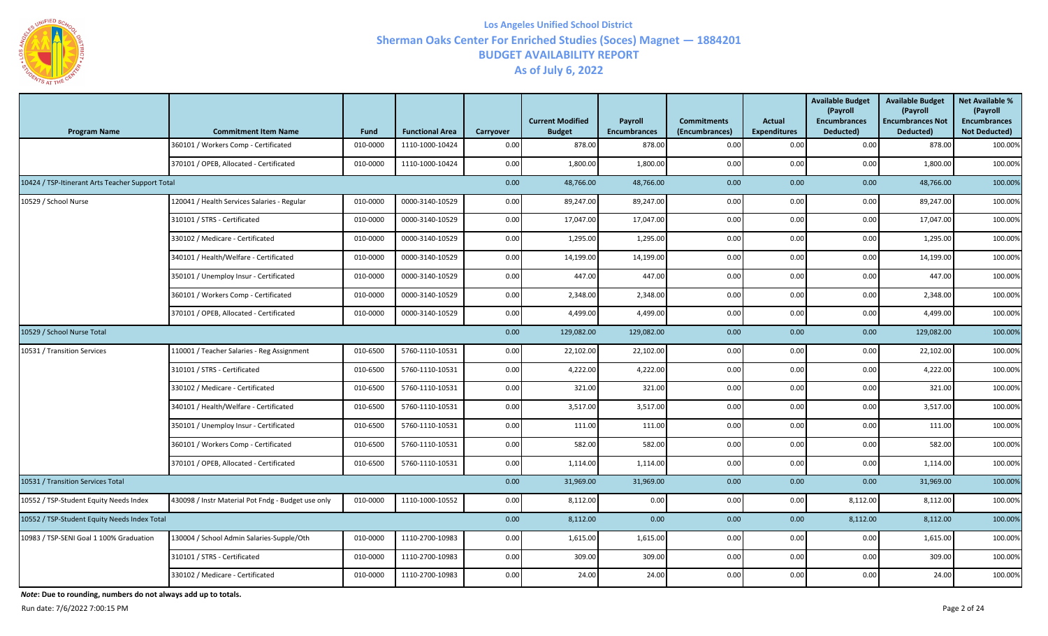**Los Angeles Unified School District**
**Sherman Oaks Center For Enriched Studies (Soces) Magnet — 1884201**
**BUDGET AVAILABILITY REPORT**
**As of July 6, 2022**

| Program Name | Commitment Item Name | Fund | Functional Area | Carryover | Current Modified Budget | Payroll Encumbrances | Commitments (Encumbrances) | Actual Expenditures | Available Budget (Payroll Encumbrances Deducted) | Available Budget (Payroll Encumbrances Not Deducted) | Net Available % (Payroll Encumbrances Not Deducted) |
|---|---|---|---|---|---|---|---|---|---|---|---|
| | 360101 / Workers Comp - Certificated | 010-0000 | 1110-1000-10424 | 0.00 | 878.00 | 878.00 | 0.00 | 0.00 | 0.00 | 878.00 | 100.00% |
| | 370101 / OPEB, Allocated - Certificated | 010-0000 | 1110-1000-10424 | 0.00 | 1,800.00 | 1,800.00 | 0.00 | 0.00 | 0.00 | 1,800.00 | 100.00% |
| 10424 / TSP-Itinerant Arts Teacher Support Total | | | | 0.00 | 48,766.00 | 48,766.00 | 0.00 | 0.00 | 0.00 | 48,766.00 | 100.00% |
| 10529 / School Nurse | 120041 / Health Services Salaries - Regular | 010-0000 | 0000-3140-10529 | 0.00 | 89,247.00 | 89,247.00 | 0.00 | 0.00 | 0.00 | 89,247.00 | 100.00% |
| | 310101 / STRS - Certificated | 010-0000 | 0000-3140-10529 | 0.00 | 17,047.00 | 17,047.00 | 0.00 | 0.00 | 0.00 | 17,047.00 | 100.00% |
| | 330102 / Medicare - Certificated | 010-0000 | 0000-3140-10529 | 0.00 | 1,295.00 | 1,295.00 | 0.00 | 0.00 | 0.00 | 1,295.00 | 100.00% |
| | 340101 / Health/Welfare - Certificated | 010-0000 | 0000-3140-10529 | 0.00 | 14,199.00 | 14,199.00 | 0.00 | 0.00 | 0.00 | 14,199.00 | 100.00% |
| | 350101 / Unemploy Insur - Certificated | 010-0000 | 0000-3140-10529 | 0.00 | 447.00 | 447.00 | 0.00 | 0.00 | 0.00 | 447.00 | 100.00% |
| | 360101 / Workers Comp - Certificated | 010-0000 | 0000-3140-10529 | 0.00 | 2,348.00 | 2,348.00 | 0.00 | 0.00 | 0.00 | 2,348.00 | 100.00% |
| | 370101 / OPEB, Allocated - Certificated | 010-0000 | 0000-3140-10529 | 0.00 | 4,499.00 | 4,499.00 | 0.00 | 0.00 | 0.00 | 4,499.00 | 100.00% |
| 10529 / School Nurse Total | | | | 0.00 | 129,082.00 | 129,082.00 | 0.00 | 0.00 | 0.00 | 129,082.00 | 100.00% |
| 10531 / Transition Services | 110001 / Teacher Salaries - Reg Assignment | 010-6500 | 5760-1110-10531 | 0.00 | 22,102.00 | 22,102.00 | 0.00 | 0.00 | 0.00 | 22,102.00 | 100.00% |
| | 310101 / STRS - Certificated | 010-6500 | 5760-1110-10531 | 0.00 | 4,222.00 | 4,222.00 | 0.00 | 0.00 | 0.00 | 4,222.00 | 100.00% |
| | 330102 / Medicare - Certificated | 010-6500 | 5760-1110-10531 | 0.00 | 321.00 | 321.00 | 0.00 | 0.00 | 0.00 | 321.00 | 100.00% |
| | 340101 / Health/Welfare - Certificated | 010-6500 | 5760-1110-10531 | 0.00 | 3,517.00 | 3,517.00 | 0.00 | 0.00 | 0.00 | 3,517.00 | 100.00% |
| | 350101 / Unemploy Insur - Certificated | 010-6500 | 5760-1110-10531 | 0.00 | 111.00 | 111.00 | 0.00 | 0.00 | 0.00 | 111.00 | 100.00% |
| | 360101 / Workers Comp - Certificated | 010-6500 | 5760-1110-10531 | 0.00 | 582.00 | 582.00 | 0.00 | 0.00 | 0.00 | 582.00 | 100.00% |
| | 370101 / OPEB, Allocated - Certificated | 010-6500 | 5760-1110-10531 | 0.00 | 1,114.00 | 1,114.00 | 0.00 | 0.00 | 0.00 | 1,114.00 | 100.00% |
| 10531 / Transition Services Total | | | | 0.00 | 31,969.00 | 31,969.00 | 0.00 | 0.00 | 0.00 | 31,969.00 | 100.00% |
| 10552 / TSP-Student Equity Needs Index | 430098 / Instr Material Pot Fndg - Budget use only | 010-0000 | 1110-1000-10552 | 0.00 | 8,112.00 | 0.00 | 0.00 | 0.00 | 8,112.00 | 8,112.00 | 100.00% |
| 10552 / TSP-Student Equity Needs Index Total | | | | 0.00 | 8,112.00 | 0.00 | 0.00 | 0.00 | 8,112.00 | 8,112.00 | 100.00% |
| 10983 / TSP-SENI Goal 1 100% Graduation | 130004 / School Admin Salaries-Supple/Oth | 010-0000 | 1110-2700-10983 | 0.00 | 1,615.00 | 1,615.00 | 0.00 | 0.00 | 0.00 | 1,615.00 | 100.00% |
| | 310101 / STRS - Certificated | 010-0000 | 1110-2700-10983 | 0.00 | 309.00 | 309.00 | 0.00 | 0.00 | 0.00 | 309.00 | 100.00% |
| | 330102 / Medicare - Certificated | 010-0000 | 1110-2700-10983 | 0.00 | 24.00 | 24.00 | 0.00 | 0.00 | 0.00 | 24.00 | 100.00% |

***Note*: Due to rounding, numbers do not always add up to totals.**

Run date: 7/6/2022 7:00:15 PM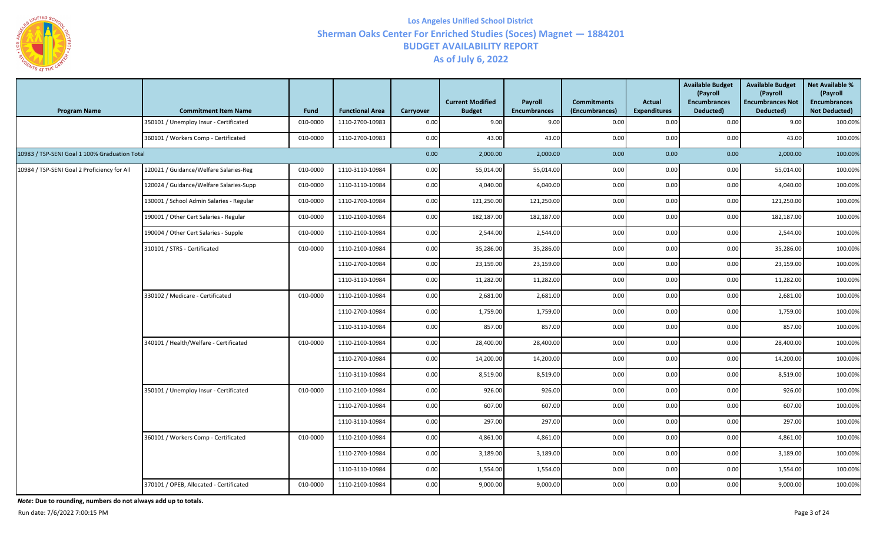# Los Angeles Unified School District
## Sherman Oaks Center For Enriched Studies (Soces) Magnet — 1884201
## BUDGET AVAILABILITY REPORT
## As of July 6, 2022

| Program Name | Commitment Item Name | Fund | Functional Area | Carryover | Current Modified Budget | Payroll Encumbrances | Commitments (Encumbrances) | Actual Expenditures | Available Budget (Payroll Encumbrances Deducted) | Available Budget (Payroll Encumbrances Not Deducted) | Net Available % (Payroll Encumbrances Not Deducted) |
|---|---|---|---|---|---|---|---|---|---|---|---|
| | 350101 / Unemploy Insur - Certificated | 010-0000 | 1110-2700-10983 | 0.00 | 9.00 | 9.00 | 0.00 | 0.00 | 0.00 | 9.00 | 100.00% |
| | 360101 / Workers Comp - Certificated | 010-0000 | 1110-2700-10983 | 0.00 | 43.00 | 43.00 | 0.00 | 0.00 | 0.00 | 43.00 | 100.00% |
| 10983 / TSP-SENI Goal 1 100% Graduation Total | | | | 0.00 | 2,000.00 | 2,000.00 | 0.00 | 0.00 | 0.00 | 2,000.00 | 100.00% |
| 10984 / TSP-SENI Goal 2 Proficiency for All | 120021 / Guidance/Welfare Salaries-Reg | 010-0000 | 1110-3110-10984 | 0.00 | 55,014.00 | 55,014.00 | 0.00 | 0.00 | 0.00 | 55,014.00 | 100.00% |
| | 120024 / Guidance/Welfare Salaries-Supp | 010-0000 | 1110-3110-10984 | 0.00 | 4,040.00 | 4,040.00 | 0.00 | 0.00 | 0.00 | 4,040.00 | 100.00% |
| | 130001 / School Admin Salaries - Regular | 010-0000 | 1110-2700-10984 | 0.00 | 121,250.00 | 121,250.00 | 0.00 | 0.00 | 0.00 | 121,250.00 | 100.00% |
| | 190001 / Other Cert Salaries - Regular | 010-0000 | 1110-2100-10984 | 0.00 | 182,187.00 | 182,187.00 | 0.00 | 0.00 | 0.00 | 182,187.00 | 100.00% |
| | 190004 / Other Cert Salaries - Supple | 010-0000 | 1110-2100-10984 | 0.00 | 2,544.00 | 2,544.00 | 0.00 | 0.00 | 0.00 | 2,544.00 | 100.00% |
| | 310101 / STRS - Certificated | 010-0000 | 1110-2100-10984 | 0.00 | 35,286.00 | 35,286.00 | 0.00 | 0.00 | 0.00 | 35,286.00 | 100.00% |
| | | | 1110-2700-10984 | 0.00 | 23,159.00 | 23,159.00 | 0.00 | 0.00 | 0.00 | 23,159.00 | 100.00% |
| | | | 1110-3110-10984 | 0.00 | 11,282.00 | 11,282.00 | 0.00 | 0.00 | 0.00 | 11,282.00 | 100.00% |
| | 330102 / Medicare - Certificated | 010-0000 | 1110-2100-10984 | 0.00 | 2,681.00 | 2,681.00 | 0.00 | 0.00 | 0.00 | 2,681.00 | 100.00% |
| | | | 1110-2700-10984 | 0.00 | 1,759.00 | 1,759.00 | 0.00 | 0.00 | 0.00 | 1,759.00 | 100.00% |
| | | | 1110-3110-10984 | 0.00 | 857.00 | 857.00 | 0.00 | 0.00 | 0.00 | 857.00 | 100.00% |
| | 340101 / Health/Welfare - Certificated | 010-0000 | 1110-2100-10984 | 0.00 | 28,400.00 | 28,400.00 | 0.00 | 0.00 | 0.00 | 28,400.00 | 100.00% |
| | | | 1110-2700-10984 | 0.00 | 14,200.00 | 14,200.00 | 0.00 | 0.00 | 0.00 | 14,200.00 | 100.00% |
| | | | 1110-3110-10984 | 0.00 | 8,519.00 | 8,519.00 | 0.00 | 0.00 | 0.00 | 8,519.00 | 100.00% |
| | 350101 / Unemploy Insur - Certificated | 010-0000 | 1110-2100-10984 | 0.00 | 926.00 | 926.00 | 0.00 | 0.00 | 0.00 | 926.00 | 100.00% |
| | | | 1110-2700-10984 | 0.00 | 607.00 | 607.00 | 0.00 | 0.00 | 0.00 | 607.00 | 100.00% |
| | | | 1110-3110-10984 | 0.00 | 297.00 | 297.00 | 0.00 | 0.00 | 0.00 | 297.00 | 100.00% |
| | 360101 / Workers Comp - Certificated | 010-0000 | 1110-2100-10984 | 0.00 | 4,861.00 | 4,861.00 | 0.00 | 0.00 | 0.00 | 4,861.00 | 100.00% |
| | | | 1110-2700-10984 | 0.00 | 3,189.00 | 3,189.00 | 0.00 | 0.00 | 0.00 | 3,189.00 | 100.00% |
| | | | 1110-3110-10984 | 0.00 | 1,554.00 | 1,554.00 | 0.00 | 0.00 | 0.00 | 1,554.00 | 100.00% |
| | 370101 / OPEB, Allocated - Certificated | 010-0000 | 1110-2100-10984 | 0.00 | 9,000.00 | 9,000.00 | 0.00 | 0.00 | 0.00 | 9,000.00 | 100.00% |

***Note*: Due to rounding, numbers do not always add up to totals.**

Run date: 7/6/2022 7:00:15 PM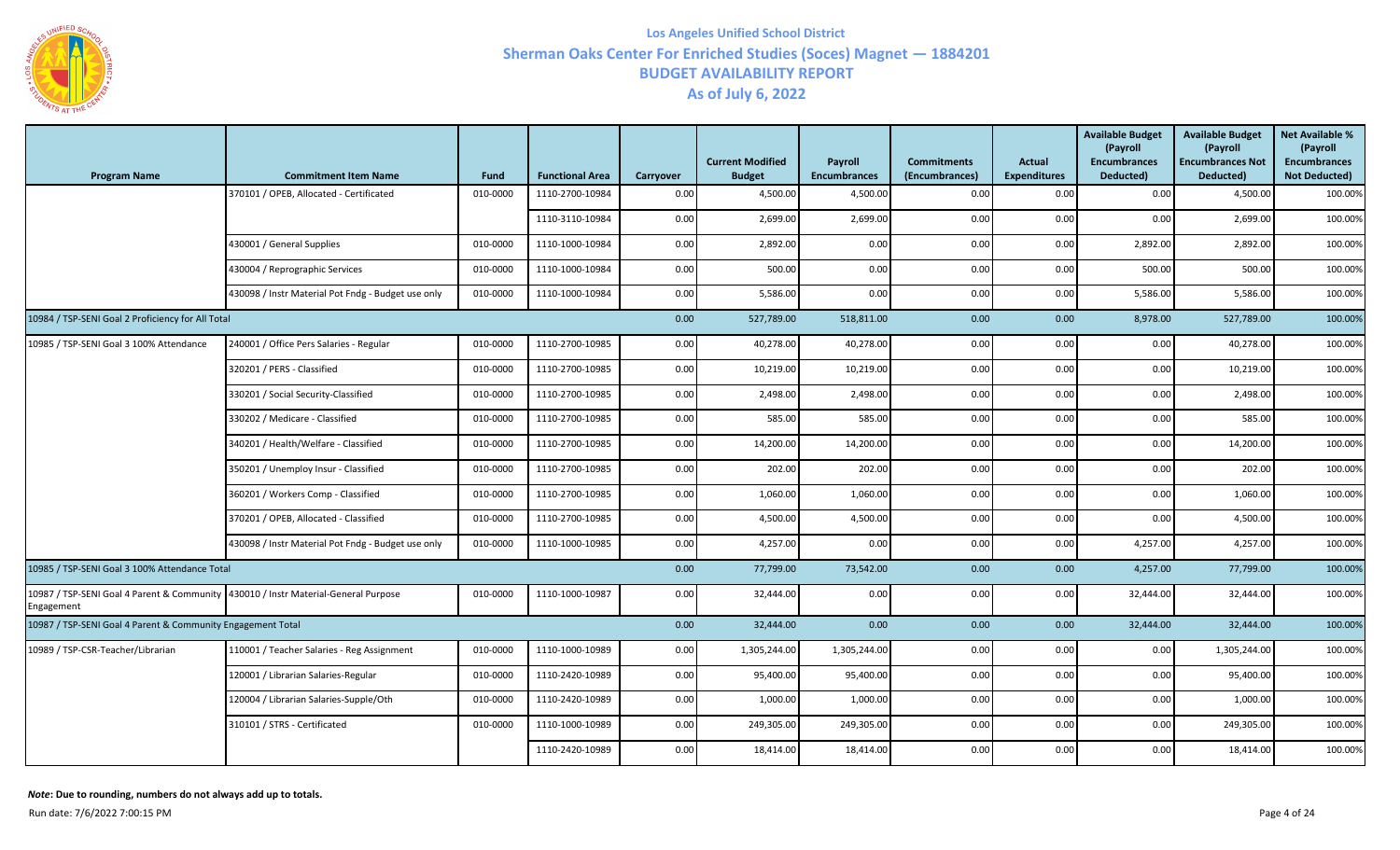# Los Angeles Unified School District

## Sherman Oaks Center For Enriched Studies (Soces) Magnet — 1884201

## BUDGET AVAILABILITY REPORT

## As of July 6, 2022

| Program Name | Commitment Item Name | Fund | Functional Area | Carryover | Current Modified Budget | Payroll Encumbrances | Commitments (Encumbrances) | Actual Expenditures | Available Budget (Payroll Encumbrances Deducted) | Available Budget (Payroll Encumbrances Not Deducted) | Net Available % (Payroll Encumbrances Not Deducted) |
|---|---|---|---|---|---|---|---|---|---|---|---|
| | 370101 / OPEB, Allocated - Certificated | 010-0000 | 1110-2700-10984 | 0.00 | 4,500.00 | 4,500.00 | 0.00 | 0.00 | 0.00 | 4,500.00 | 100.00% |
| | | | 1110-3110-10984 | 0.00 | 2,699.00 | 2,699.00 | 0.00 | 0.00 | 0.00 | 2,699.00 | 100.00% |
| | 430001 / General Supplies | 010-0000 | 1110-1000-10984 | 0.00 | 2,892.00 | 0.00 | 0.00 | 0.00 | 2,892.00 | 2,892.00 | 100.00% |
| | 430004 / Reprographic Services | 010-0000 | 1110-1000-10984 | 0.00 | 500.00 | 0.00 | 0.00 | 0.00 | 500.00 | 500.00 | 100.00% |
| | 430098 / Instr Material Pot Fndg - Budget use only | 010-0000 | 1110-1000-10984 | 0.00 | 5,586.00 | 0.00 | 0.00 | 0.00 | 5,586.00 | 5,586.00 | 100.00% |
| 10984 / TSP-SENI Goal 2 Proficiency for All Total | | | | 0.00 | 527,789.00 | 518,811.00 | 0.00 | 0.00 | 8,978.00 | 527,789.00 | 100.00% |
| 10985 / TSP-SENI Goal 3 100% Attendance | 240001 / Office Pers Salaries - Regular | 010-0000 | 1110-2700-10985 | 0.00 | 40,278.00 | 40,278.00 | 0.00 | 0.00 | 0.00 | 40,278.00 | 100.00% |
| | 320201 / PERS - Classified | 010-0000 | 1110-2700-10985 | 0.00 | 10,219.00 | 10,219.00 | 0.00 | 0.00 | 0.00 | 10,219.00 | 100.00% |
| | 330201 / Social Security-Classified | 010-0000 | 1110-2700-10985 | 0.00 | 2,498.00 | 2,498.00 | 0.00 | 0.00 | 0.00 | 2,498.00 | 100.00% |
| | 330202 / Medicare - Classified | 010-0000 | 1110-2700-10985 | 0.00 | 585.00 | 585.00 | 0.00 | 0.00 | 0.00 | 585.00 | 100.00% |
| | 340201 / Health/Welfare - Classified | 010-0000 | 1110-2700-10985 | 0.00 | 14,200.00 | 14,200.00 | 0.00 | 0.00 | 0.00 | 14,200.00 | 100.00% |
| | 350201 / Unemploy Insur - Classified | 010-0000 | 1110-2700-10985 | 0.00 | 202.00 | 202.00 | 0.00 | 0.00 | 0.00 | 202.00 | 100.00% |
| | 360201 / Workers Comp - Classified | 010-0000 | 1110-2700-10985 | 0.00 | 1,060.00 | 1,060.00 | 0.00 | 0.00 | 0.00 | 1,060.00 | 100.00% |
| | 370201 / OPEB, Allocated - Classified | 010-0000 | 1110-2700-10985 | 0.00 | 4,500.00 | 4,500.00 | 0.00 | 0.00 | 0.00 | 4,500.00 | 100.00% |
| | 430098 / Instr Material Pot Fndg - Budget use only | 010-0000 | 1110-1000-10985 | 0.00 | 4,257.00 | 0.00 | 0.00 | 0.00 | 4,257.00 | 4,257.00 | 100.00% |
| 10985 / TSP-SENI Goal 3 100% Attendance Total | | | | 0.00 | 77,799.00 | 73,542.00 | 0.00 | 0.00 | 4,257.00 | 77,799.00 | 100.00% |
| 10987 / TSP-SENI Goal 4 Parent & Community Engagement | 430010 / Instr Material-General Purpose | 010-0000 | 1110-1000-10987 | 0.00 | 32,444.00 | 0.00 | 0.00 | 0.00 | 32,444.00 | 32,444.00 | 100.00% |
| 10987 / TSP-SENI Goal 4 Parent & Community Engagement Total | | | | 0.00 | 32,444.00 | 0.00 | 0.00 | 0.00 | 32,444.00 | 32,444.00 | 100.00% |
| 10989 / TSP-CSR-Teacher/Librarian | 110001 / Teacher Salaries - Reg Assignment | 010-0000 | 1110-1000-10989 | 0.00 | 1,305,244.00 | 1,305,244.00 | 0.00 | 0.00 | 0.00 | 1,305,244.00 | 100.00% |
| | 120001 / Librarian Salaries-Regular | 010-0000 | 1110-2420-10989 | 0.00 | 95,400.00 | 95,400.00 | 0.00 | 0.00 | 0.00 | 95,400.00 | 100.00% |
| | 120004 / Librarian Salaries-Supple/Oth | 010-0000 | 1110-2420-10989 | 0.00 | 1,000.00 | 1,000.00 | 0.00 | 0.00 | 0.00 | 1,000.00 | 100.00% |
| | 310101 / STRS - Certificated | 010-0000 | 1110-1000-10989 | 0.00 | 249,305.00 | 249,305.00 | 0.00 | 0.00 | 0.00 | 249,305.00 | 100.00% |
| | | | 1110-2420-10989 | 0.00 | 18,414.00 | 18,414.00 | 0.00 | 0.00 | 0.00 | 18,414.00 | 100.00% |

***Note*: Due to rounding, numbers do not always add up to totals.**

Run date: 7/6/2022 7:00:15 PM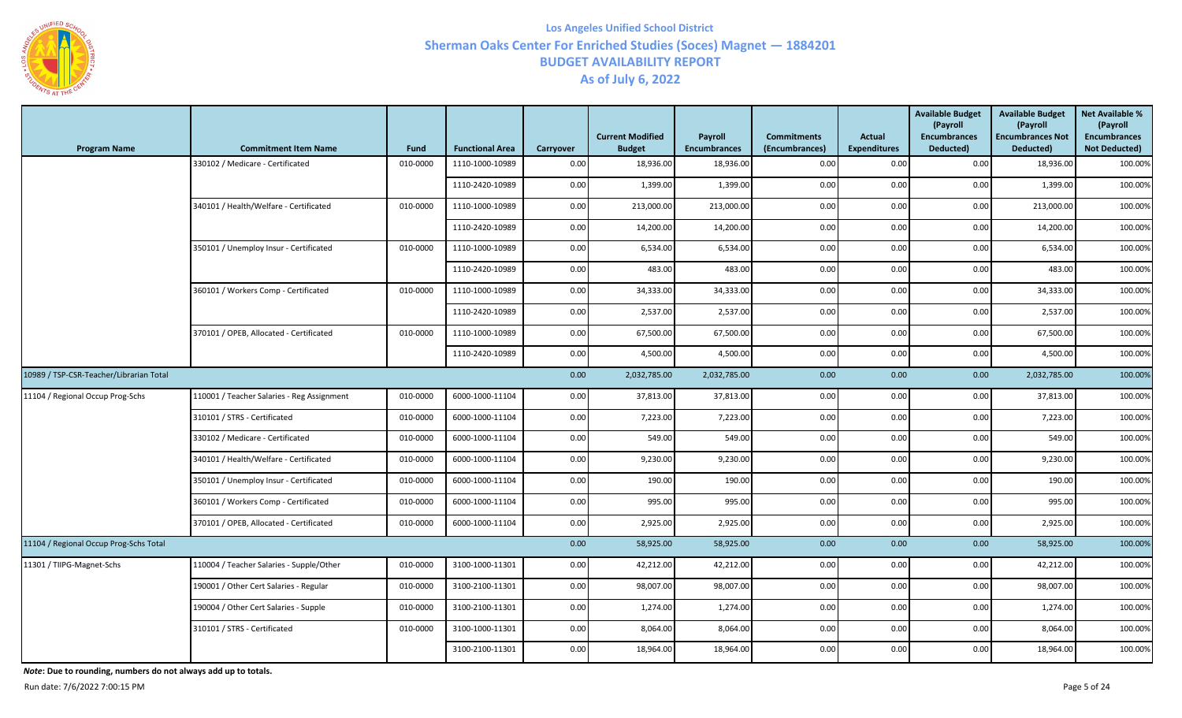# Los Angeles Unified School District
## Sherman Oaks Center For Enriched Studies (Soces) Magnet — 1884201
## BUDGET AVAILABILITY REPORT
## As of July 6, 2022

| Program Name | Commitment Item Name | Fund | Functional Area | Carryover | Current Modified Budget | Payroll Encumbrances | Commitments (Encumbrances) | Actual Expenditures | Available Budget (Payroll Encumbrances Deducted) | Available Budget (Payroll Encumbrances Not Deducted) | Net Available % (Payroll Encumbrances Not Deducted) |
|---|---|---|---|---|---|---|---|---|---|---|---|
| | 330102 / Medicare - Certificated | 010-0000 | 1110-1000-10989 | 0.00 | 18,936.00 | 18,936.00 | 0.00 | 0.00 | 0.00 | 18,936.00 | 100.00% |
| | | | 1110-2420-10989 | 0.00 | 1,399.00 | 1,399.00 | 0.00 | 0.00 | 0.00 | 1,399.00 | 100.00% |
| | 340101 / Health/Welfare - Certificated | 010-0000 | 1110-1000-10989 | 0.00 | 213,000.00 | 213,000.00 | 0.00 | 0.00 | 0.00 | 213,000.00 | 100.00% |
| | | | 1110-2420-10989 | 0.00 | 14,200.00 | 14,200.00 | 0.00 | 0.00 | 0.00 | 14,200.00 | 100.00% |
| | 350101 / Unemploy Insur - Certificated | 010-0000 | 1110-1000-10989 | 0.00 | 6,534.00 | 6,534.00 | 0.00 | 0.00 | 0.00 | 6,534.00 | 100.00% |
| | | | 1110-2420-10989 | 0.00 | 483.00 | 483.00 | 0.00 | 0.00 | 0.00 | 483.00 | 100.00% |
| | 360101 / Workers Comp - Certificated | 010-0000 | 1110-1000-10989 | 0.00 | 34,333.00 | 34,333.00 | 0.00 | 0.00 | 0.00 | 34,333.00 | 100.00% |
| | | | 1110-2420-10989 | 0.00 | 2,537.00 | 2,537.00 | 0.00 | 0.00 | 0.00 | 2,537.00 | 100.00% |
| | 370101 / OPEB, Allocated - Certificated | 010-0000 | 1110-1000-10989 | 0.00 | 67,500.00 | 67,500.00 | 0.00 | 0.00 | 0.00 | 67,500.00 | 100.00% |
| | | | 1110-2420-10989 | 0.00 | 4,500.00 | 4,500.00 | 0.00 | 0.00 | 0.00 | 4,500.00 | 100.00% |
| 10989 / TSP-CSR-Teacher/Librarian Total | | | | 0.00 | 2,032,785.00 | 2,032,785.00 | 0.00 | 0.00 | 0.00 | 2,032,785.00 | 100.00% |
| 11104 / Regional Occup Prog-Schs | 110001 / Teacher Salaries - Reg Assignment | 010-0000 | 6000-1000-11104 | 0.00 | 37,813.00 | 37,813.00 | 0.00 | 0.00 | 0.00 | 37,813.00 | 100.00% |
| | 310101 / STRS - Certificated | 010-0000 | 6000-1000-11104 | 0.00 | 7,223.00 | 7,223.00 | 0.00 | 0.00 | 0.00 | 7,223.00 | 100.00% |
| | 330102 / Medicare - Certificated | 010-0000 | 6000-1000-11104 | 0.00 | 549.00 | 549.00 | 0.00 | 0.00 | 0.00 | 549.00 | 100.00% |
| | 340101 / Health/Welfare - Certificated | 010-0000 | 6000-1000-11104 | 0.00 | 9,230.00 | 9,230.00 | 0.00 | 0.00 | 0.00 | 9,230.00 | 100.00% |
| | 350101 / Unemploy Insur - Certificated | 010-0000 | 6000-1000-11104 | 0.00 | 190.00 | 190.00 | 0.00 | 0.00 | 0.00 | 190.00 | 100.00% |
| | 360101 / Workers Comp - Certificated | 010-0000 | 6000-1000-11104 | 0.00 | 995.00 | 995.00 | 0.00 | 0.00 | 0.00 | 995.00 | 100.00% |
| | 370101 / OPEB, Allocated - Certificated | 010-0000 | 6000-1000-11104 | 0.00 | 2,925.00 | 2,925.00 | 0.00 | 0.00 | 0.00 | 2,925.00 | 100.00% |
| 11104 / Regional Occup Prog-Schs Total | | | | 0.00 | 58,925.00 | 58,925.00 | 0.00 | 0.00 | 0.00 | 58,925.00 | 100.00% |
| 11301 / TIIPG-Magnet-Schs | 110004 / Teacher Salaries - Supple/Other | 010-0000 | 3100-1000-11301 | 0.00 | 42,212.00 | 42,212.00 | 0.00 | 0.00 | 0.00 | 42,212.00 | 100.00% |
| | 190001 / Other Cert Salaries - Regular | 010-0000 | 3100-2100-11301 | 0.00 | 98,007.00 | 98,007.00 | 0.00 | 0.00 | 0.00 | 98,007.00 | 100.00% |
| | 190004 / Other Cert Salaries - Supple | 010-0000 | 3100-2100-11301 | 0.00 | 1,274.00 | 1,274.00 | 0.00 | 0.00 | 0.00 | 1,274.00 | 100.00% |
| | 310101 / STRS - Certificated | 010-0000 | 3100-1000-11301 | 0.00 | 8,064.00 | 8,064.00 | 0.00 | 0.00 | 0.00 | 8,064.00 | 100.00% |
| | | | 3100-2100-11301 | 0.00 | 18,964.00 | 18,964.00 | 0.00 | 0.00 | 0.00 | 18,964.00 | 100.00% |

***Note*: Due to rounding, numbers do not always add up to totals.**

Run date: 7/6/2022 7:00:15 PM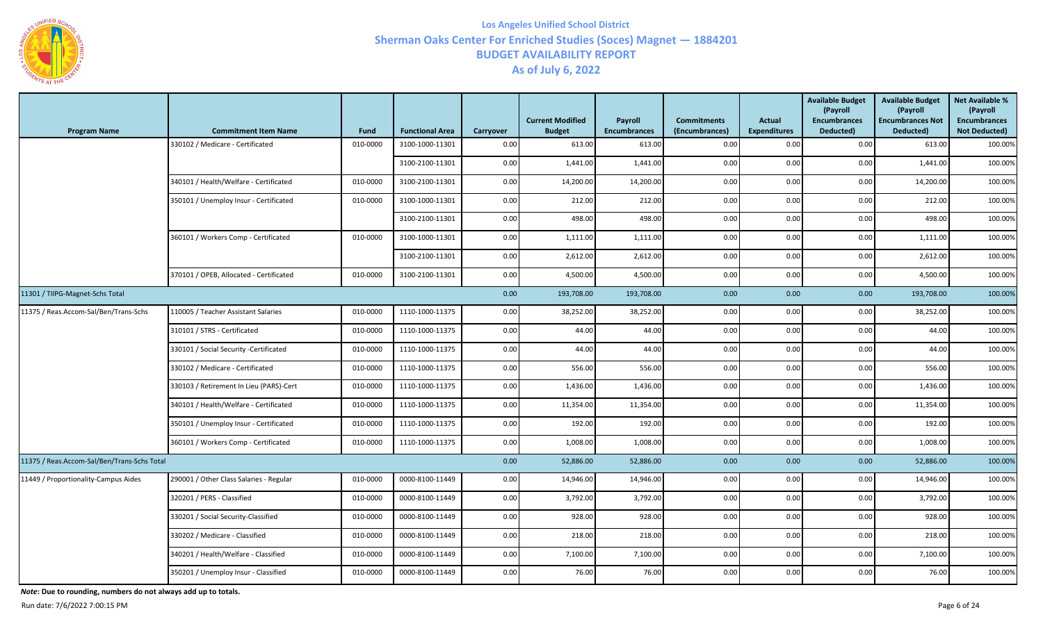# Los Angeles Unified School District
## Sherman Oaks Center For Enriched Studies (Soces) Magnet — 1884201
## BUDGET AVAILABILITY REPORT
## As of July 6, 2022

| Program Name | Commitment Item Name | Fund | Functional Area | Carryover | Current Modified Budget | Payroll Encumbrances | Commitments (Encumbrances) | Actual Expenditures | Available Budget (Payroll Encumbrances Deducted) | Available Budget (Payroll Encumbrances Not Deducted) | Net Available % (Payroll Encumbrances Not Deducted) |
|---|---|---|---|---|---|---|---|---|---|---|---|
| | 330102 / Medicare - Certificated | 010-0000 | 3100-1000-11301 | 0.00 | 613.00 | 613.00 | 0.00 | 0.00 | 0.00 | 613.00 | 100.00% |
| | | | 3100-2100-11301 | 0.00 | 1,441.00 | 1,441.00 | 0.00 | 0.00 | 0.00 | 1,441.00 | 100.00% |
| | 340101 / Health/Welfare - Certificated | 010-0000 | 3100-2100-11301 | 0.00 | 14,200.00 | 14,200.00 | 0.00 | 0.00 | 0.00 | 14,200.00 | 100.00% |
| | 350101 / Unemploy Insur - Certificated | 010-0000 | 3100-1000-11301 | 0.00 | 212.00 | 212.00 | 0.00 | 0.00 | 0.00 | 212.00 | 100.00% |
| | | | 3100-2100-11301 | 0.00 | 498.00 | 498.00 | 0.00 | 0.00 | 0.00 | 498.00 | 100.00% |
| | 360101 / Workers Comp - Certificated | 010-0000 | 3100-1000-11301 | 0.00 | 1,111.00 | 1,111.00 | 0.00 | 0.00 | 0.00 | 1,111.00 | 100.00% |
| | | | 3100-2100-11301 | 0.00 | 2,612.00 | 2,612.00 | 0.00 | 0.00 | 0.00 | 2,612.00 | 100.00% |
| | 370101 / OPEB, Allocated - Certificated | 010-0000 | 3100-2100-11301 | 0.00 | 4,500.00 | 4,500.00 | 0.00 | 0.00 | 0.00 | 4,500.00 | 100.00% |
| 11301 / TIIPG-Magnet-Schs Total | | | | 0.00 | 193,708.00 | 193,708.00 | 0.00 | 0.00 | 0.00 | 193,708.00 | 100.00% |
| 11375 / Reas.Accom-Sal/Ben/Trans-Schs | 110005 / Teacher Assistant Salaries | 010-0000 | 1110-1000-11375 | 0.00 | 38,252.00 | 38,252.00 | 0.00 | 0.00 | 0.00 | 38,252.00 | 100.00% |
| | 310101 / STRS - Certificated | 010-0000 | 1110-1000-11375 | 0.00 | 44.00 | 44.00 | 0.00 | 0.00 | 0.00 | 44.00 | 100.00% |
| | 330101 / Social Security -Certificated | 010-0000 | 1110-1000-11375 | 0.00 | 44.00 | 44.00 | 0.00 | 0.00 | 0.00 | 44.00 | 100.00% |
| | 330102 / Medicare - Certificated | 010-0000 | 1110-1000-11375 | 0.00 | 556.00 | 556.00 | 0.00 | 0.00 | 0.00 | 556.00 | 100.00% |
| | 330103 / Retirement In Lieu (PARS)-Cert | 010-0000 | 1110-1000-11375 | 0.00 | 1,436.00 | 1,436.00 | 0.00 | 0.00 | 0.00 | 1,436.00 | 100.00% |
| | 340101 / Health/Welfare - Certificated | 010-0000 | 1110-1000-11375 | 0.00 | 11,354.00 | 11,354.00 | 0.00 | 0.00 | 0.00 | 11,354.00 | 100.00% |
| | 350101 / Unemploy Insur - Certificated | 010-0000 | 1110-1000-11375 | 0.00 | 192.00 | 192.00 | 0.00 | 0.00 | 0.00 | 192.00 | 100.00% |
| | 360101 / Workers Comp - Certificated | 010-0000 | 1110-1000-11375 | 0.00 | 1,008.00 | 1,008.00 | 0.00 | 0.00 | 0.00 | 1,008.00 | 100.00% |
| 11375 / Reas.Accom-Sal/Ben/Trans-Schs Total | | | | 0.00 | 52,886.00 | 52,886.00 | 0.00 | 0.00 | 0.00 | 52,886.00 | 100.00% |
| 11449 / Proportionality-Campus Aides | 290001 / Other Class Salaries - Regular | 010-0000 | 0000-8100-11449 | 0.00 | 14,946.00 | 14,946.00 | 0.00 | 0.00 | 0.00 | 14,946.00 | 100.00% |
| | 320201 / PERS - Classified | 010-0000 | 0000-8100-11449 | 0.00 | 3,792.00 | 3,792.00 | 0.00 | 0.00 | 0.00 | 3,792.00 | 100.00% |
| | 330201 / Social Security-Classified | 010-0000 | 0000-8100-11449 | 0.00 | 928.00 | 928.00 | 0.00 | 0.00 | 0.00 | 928.00 | 100.00% |
| | 330202 / Medicare - Classified | 010-0000 | 0000-8100-11449 | 0.00 | 218.00 | 218.00 | 0.00 | 0.00 | 0.00 | 218.00 | 100.00% |
| | 340201 / Health/Welfare - Classified | 010-0000 | 0000-8100-11449 | 0.00 | 7,100.00 | 7,100.00 | 0.00 | 0.00 | 0.00 | 7,100.00 | 100.00% |
| | 350201 / Unemploy Insur - Classified | 010-0000 | 0000-8100-11449 | 0.00 | 76.00 | 76.00 | 0.00 | 0.00 | 0.00 | 76.00 | 100.00% |

***Note*: Due to rounding, numbers do not always add up to totals.**

Run date: 7/6/2022 7:00:15 PM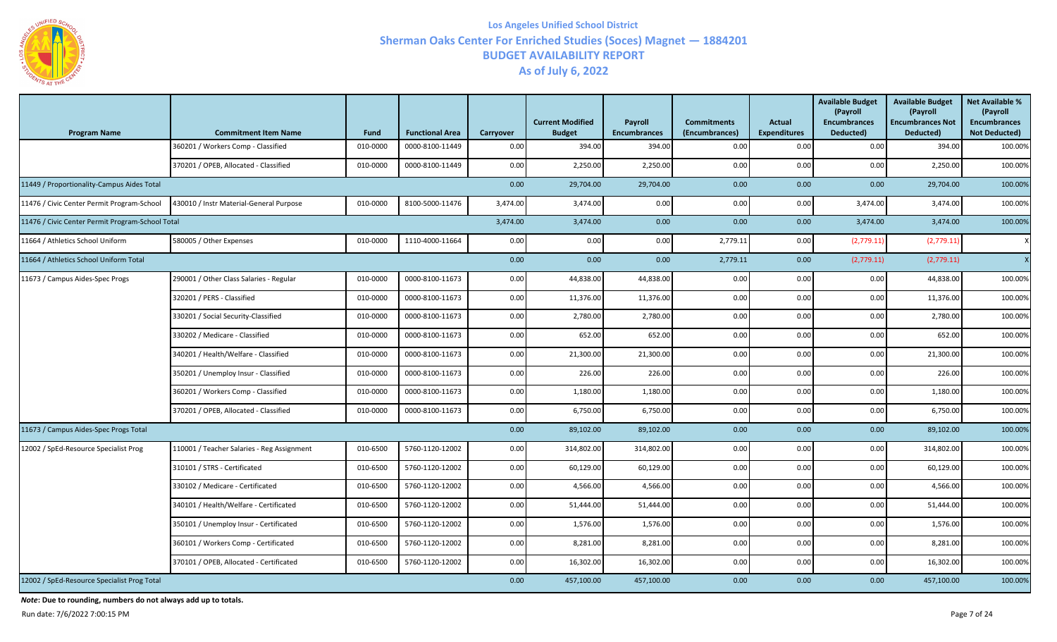# Los Angeles Unified School District

## Sherman Oaks Center For Enriched Studies (Soces) Magnet — 1884201

## BUDGET AVAILABILITY REPORT

## As of July 6, 2022

| Program Name | Commitment Item Name | Fund | Functional Area | Carryover | Current Modified Budget | Payroll Encumbrances | Commitments (Encumbrances) | Actual Expenditures | Available Budget (Payroll Encumbrances Deducted) | Available Budget (Payroll Encumbrances Not Deducted) | Net Available % (Payroll Encumbrances Not Deducted) |
|---|---|---|---|---|---|---|---|---|---|---|---|
| | 360201 / Workers Comp - Classified | 010-0000 | 0000-8100-11449 | 0.00 | 394.00 | 394.00 | 0.00 | 0.00 | 0.00 | 394.00 | 100.00% |
| | 370201 / OPEB, Allocated - Classified | 010-0000 | 0000-8100-11449 | 0.00 | 2,250.00 | 2,250.00 | 0.00 | 0.00 | 0.00 | 2,250.00 | 100.00% |
| 11449 / Proportionality-Campus Aides Total | | | | 0.00 | 29,704.00 | 29,704.00 | 0.00 | 0.00 | 0.00 | 29,704.00 | 100.00% |
| 11476 / Civic Center Permit Program-School | 430010 / Instr Material-General Purpose | 010-0000 | 8100-5000-11476 | 3,474.00 | 3,474.00 | 0.00 | 0.00 | 0.00 | 3,474.00 | 3,474.00 | 100.00% |
| 11476 / Civic Center Permit Program-School Total | | | | 3,474.00 | 3,474.00 | 0.00 | 0.00 | 0.00 | 3,474.00 | 3,474.00 | 100.00% |
| 11664 / Athletics School Uniform | 580005 / Other Expenses | 010-0000 | 1110-4000-11664 | 0.00 | 0.00 | 0.00 | 2,779.11 | 0.00 | (2,779.11) | (2,779.11) | X |
| 11664 / Athletics School Uniform Total | | | | 0.00 | 0.00 | 0.00 | 2,779.11 | 0.00 | (2,779.11) | (2,779.11) | X |
| 11673 / Campus Aides-Spec Progs | 290001 / Other Class Salaries - Regular | 010-0000 | 0000-8100-11673 | 0.00 | 44,838.00 | 44,838.00 | 0.00 | 0.00 | 0.00 | 44,838.00 | 100.00% |
| | 320201 / PERS - Classified | 010-0000 | 0000-8100-11673 | 0.00 | 11,376.00 | 11,376.00 | 0.00 | 0.00 | 0.00 | 11,376.00 | 100.00% |
| | 330201 / Social Security-Classified | 010-0000 | 0000-8100-11673 | 0.00 | 2,780.00 | 2,780.00 | 0.00 | 0.00 | 0.00 | 2,780.00 | 100.00% |
| | 330202 / Medicare - Classified | 010-0000 | 0000-8100-11673 | 0.00 | 652.00 | 652.00 | 0.00 | 0.00 | 0.00 | 652.00 | 100.00% |
| | 340201 / Health/Welfare - Classified | 010-0000 | 0000-8100-11673 | 0.00 | 21,300.00 | 21,300.00 | 0.00 | 0.00 | 0.00 | 21,300.00 | 100.00% |
| | 350201 / Unemploy Insur - Classified | 010-0000 | 0000-8100-11673 | 0.00 | 226.00 | 226.00 | 0.00 | 0.00 | 0.00 | 226.00 | 100.00% |
| | 360201 / Workers Comp - Classified | 010-0000 | 0000-8100-11673 | 0.00 | 1,180.00 | 1,180.00 | 0.00 | 0.00 | 0.00 | 1,180.00 | 100.00% |
| | 370201 / OPEB, Allocated - Classified | 010-0000 | 0000-8100-11673 | 0.00 | 6,750.00 | 6,750.00 | 0.00 | 0.00 | 0.00 | 6,750.00 | 100.00% |
| 11673 / Campus Aides-Spec Progs Total | | | | 0.00 | 89,102.00 | 89,102.00 | 0.00 | 0.00 | 0.00 | 89,102.00 | 100.00% |
| 12002 / SpEd-Resource Specialist Prog | 110001 / Teacher Salaries - Reg Assignment | 010-6500 | 5760-1120-12002 | 0.00 | 314,802.00 | 314,802.00 | 0.00 | 0.00 | 0.00 | 314,802.00 | 100.00% |
| | 310101 / STRS - Certificated | 010-6500 | 5760-1120-12002 | 0.00 | 60,129.00 | 60,129.00 | 0.00 | 0.00 | 0.00 | 60,129.00 | 100.00% |
| | 330102 / Medicare - Certificated | 010-6500 | 5760-1120-12002 | 0.00 | 4,566.00 | 4,566.00 | 0.00 | 0.00 | 0.00 | 4,566.00 | 100.00% |
| | 340101 / Health/Welfare - Certificated | 010-6500 | 5760-1120-12002 | 0.00 | 51,444.00 | 51,444.00 | 0.00 | 0.00 | 0.00 | 51,444.00 | 100.00% |
| | 350101 / Unemploy Insur - Certificated | 010-6500 | 5760-1120-12002 | 0.00 | 1,576.00 | 1,576.00 | 0.00 | 0.00 | 0.00 | 1,576.00 | 100.00% |
| | 360101 / Workers Comp - Certificated | 010-6500 | 5760-1120-12002 | 0.00 | 8,281.00 | 8,281.00 | 0.00 | 0.00 | 0.00 | 8,281.00 | 100.00% |
| | 370101 / OPEB, Allocated - Certificated | 010-6500 | 5760-1120-12002 | 0.00 | 16,302.00 | 16,302.00 | 0.00 | 0.00 | 0.00 | 16,302.00 | 100.00% |
| 12002 / SpEd-Resource Specialist Prog Total | | | | 0.00 | 457,100.00 | 457,100.00 | 0.00 | 0.00 | 0.00 | 457,100.00 | 100.00% |

***Note*: Due to rounding, numbers do not always add up to totals.**

Run date: 7/6/2022 7:00:15 PM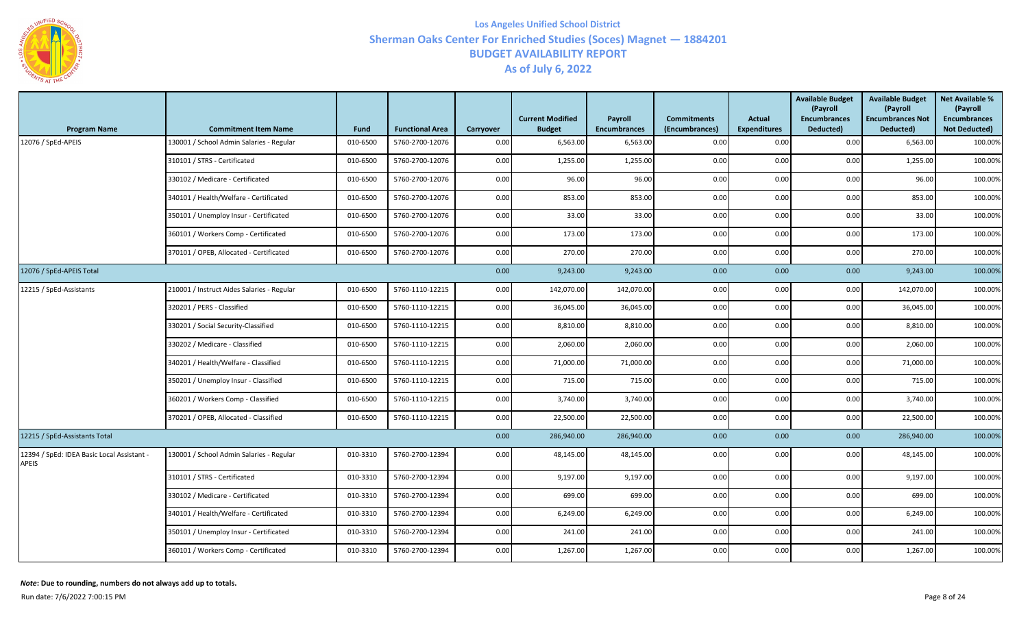# Los Angeles Unified School District
## Sherman Oaks Center For Enriched Studies (Soces) Magnet — 1884201
## BUDGET AVAILABILITY REPORT
## As of July 6, 2022

| Program Name | Commitment Item Name | Fund | Functional Area | Carryover | Current Modified Budget | Payroll Encumbrances | Commitments (Encumbrances) | Actual Expenditures | Available Budget (Payroll Encumbrances Deducted) | Available Budget (Payroll Encumbrances Not Deducted) | Net Available % (Payroll Encumbrances Not Deducted) |
|---|---|---|---|---|---|---|---|---|---|---|---|
| 12076 / SpEd-APEIS | 130001 / School Admin Salaries - Regular | 010-6500 | 5760-2700-12076 | 0.00 | 6,563.00 | 6,563.00 | 0.00 | 0.00 | 0.00 | 6,563.00 | 100.00% |
| | 310101 / STRS - Certificated | 010-6500 | 5760-2700-12076 | 0.00 | 1,255.00 | 1,255.00 | 0.00 | 0.00 | 0.00 | 1,255.00 | 100.00% |
| | 330102 / Medicare - Certificated | 010-6500 | 5760-2700-12076 | 0.00 | 96.00 | 96.00 | 0.00 | 0.00 | 0.00 | 96.00 | 100.00% |
| | 340101 / Health/Welfare - Certificated | 010-6500 | 5760-2700-12076 | 0.00 | 853.00 | 853.00 | 0.00 | 0.00 | 0.00 | 853.00 | 100.00% |
| | 350101 / Unemploy Insur - Certificated | 010-6500 | 5760-2700-12076 | 0.00 | 33.00 | 33.00 | 0.00 | 0.00 | 0.00 | 33.00 | 100.00% |
| | 360101 / Workers Comp - Certificated | 010-6500 | 5760-2700-12076 | 0.00 | 173.00 | 173.00 | 0.00 | 0.00 | 0.00 | 173.00 | 100.00% |
| | 370101 / OPEB, Allocated - Certificated | 010-6500 | 5760-2700-12076 | 0.00 | 270.00 | 270.00 | 0.00 | 0.00 | 0.00 | 270.00 | 100.00% |
| 12076 / SpEd-APEIS Total | | | | 0.00 | 9,243.00 | 9,243.00 | 0.00 | 0.00 | 0.00 | 9,243.00 | 100.00% |
| 12215 / SpEd-Assistants | 210001 / Instruct Aides Salaries - Regular | 010-6500 | 5760-1110-12215 | 0.00 | 142,070.00 | 142,070.00 | 0.00 | 0.00 | 0.00 | 142,070.00 | 100.00% |
| | 320201 / PERS - Classified | 010-6500 | 5760-1110-12215 | 0.00 | 36,045.00 | 36,045.00 | 0.00 | 0.00 | 0.00 | 36,045.00 | 100.00% |
| | 330201 / Social Security-Classified | 010-6500 | 5760-1110-12215 | 0.00 | 8,810.00 | 8,810.00 | 0.00 | 0.00 | 0.00 | 8,810.00 | 100.00% |
| | 330202 / Medicare - Classified | 010-6500 | 5760-1110-12215 | 0.00 | 2,060.00 | 2,060.00 | 0.00 | 0.00 | 0.00 | 2,060.00 | 100.00% |
| | 340201 / Health/Welfare - Classified | 010-6500 | 5760-1110-12215 | 0.00 | 71,000.00 | 71,000.00 | 0.00 | 0.00 | 0.00 | 71,000.00 | 100.00% |
| | 350201 / Unemploy Insur - Classified | 010-6500 | 5760-1110-12215 | 0.00 | 715.00 | 715.00 | 0.00 | 0.00 | 0.00 | 715.00 | 100.00% |
| | 360201 / Workers Comp - Classified | 010-6500 | 5760-1110-12215 | 0.00 | 3,740.00 | 3,740.00 | 0.00 | 0.00 | 0.00 | 3,740.00 | 100.00% |
| | 370201 / OPEB, Allocated - Classified | 010-6500 | 5760-1110-12215 | 0.00 | 22,500.00 | 22,500.00 | 0.00 | 0.00 | 0.00 | 22,500.00 | 100.00% |
| 12215 / SpEd-Assistants Total | | | | 0.00 | 286,940.00 | 286,940.00 | 0.00 | 0.00 | 0.00 | 286,940.00 | 100.00% |
| 12394 / SpEd: IDEA Basic Local Assistant - APEIS | 130001 / School Admin Salaries - Regular | 010-3310 | 5760-2700-12394 | 0.00 | 48,145.00 | 48,145.00 | 0.00 | 0.00 | 0.00 | 48,145.00 | 100.00% |
| | 310101 / STRS - Certificated | 010-3310 | 5760-2700-12394 | 0.00 | 9,197.00 | 9,197.00 | 0.00 | 0.00 | 0.00 | 9,197.00 | 100.00% |
| | 330102 / Medicare - Certificated | 010-3310 | 5760-2700-12394 | 0.00 | 699.00 | 699.00 | 0.00 | 0.00 | 0.00 | 699.00 | 100.00% |
| | 340101 / Health/Welfare - Certificated | 010-3310 | 5760-2700-12394 | 0.00 | 6,249.00 | 6,249.00 | 0.00 | 0.00 | 0.00 | 6,249.00 | 100.00% |
| | 350101 / Unemploy Insur - Certificated | 010-3310 | 5760-2700-12394 | 0.00 | 241.00 | 241.00 | 0.00 | 0.00 | 0.00 | 241.00 | 100.00% |
| | 360101 / Workers Comp - Certificated | 010-3310 | 5760-2700-12394 | 0.00 | 1,267.00 | 1,267.00 | 0.00 | 0.00 | 0.00 | 1,267.00 | 100.00% |

***Note*: Due to rounding, numbers do not always add up to totals.**

Run date: 7/6/2022 7:00:15 PM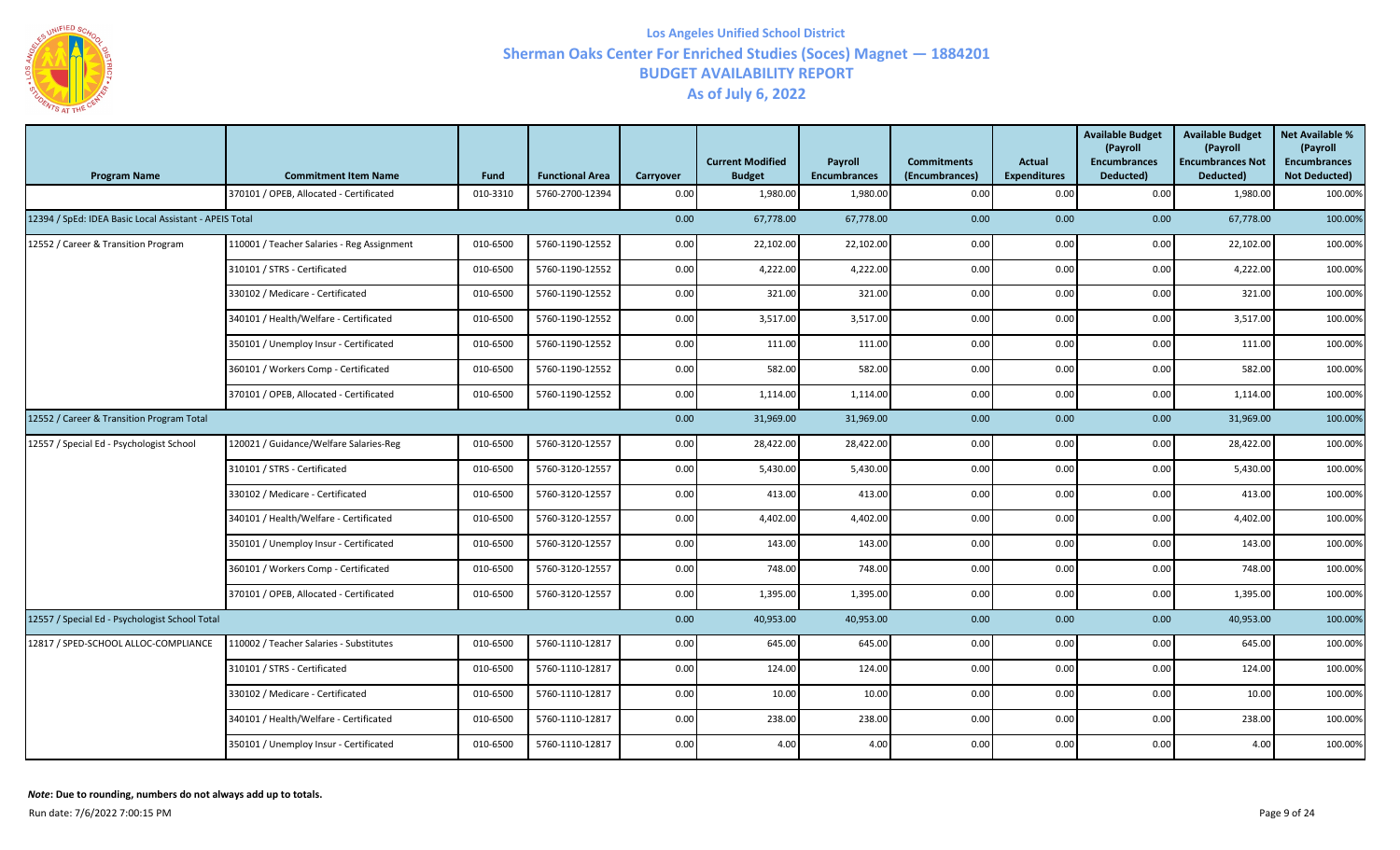# Los Angeles Unified School District

## Sherman Oaks Center For Enriched Studies (Soces) Magnet — 1884201

## BUDGET AVAILABILITY REPORT

## As of July 6, 2022

| Program Name | Commitment Item Name | Fund | Functional Area | Carryover | Current Modified Budget | Payroll Encumbrances | Commitments (Encumbrances) | Actual Expenditures | Available Budget (Payroll Encumbrances Deducted) | Available Budget (Payroll Encumbrances Not Deducted) | Net Available % (Payroll Encumbrances Not Deducted) |
|---|---|---|---|---|---|---|---|---|---|---|---|
| | 370101 / OPEB, Allocated - Certificated | 010-3310 | 5760-2700-12394 | 0.00 | 1,980.00 | 1,980.00 | 0.00 | 0.00 | 0.00 | 1,980.00 | 100.00% |
| 12394 / SpEd: IDEA Basic Local Assistant - APEIS Total | | | | 0.00 | 67,778.00 | 67,778.00 | 0.00 | 0.00 | 0.00 | 67,778.00 | 100.00% |
| 12552 / Career & Transition Program | 110001 / Teacher Salaries - Reg Assignment | 010-6500 | 5760-1190-12552 | 0.00 | 22,102.00 | 22,102.00 | 0.00 | 0.00 | 0.00 | 22,102.00 | 100.00% |
| | 310101 / STRS - Certificated | 010-6500 | 5760-1190-12552 | 0.00 | 4,222.00 | 4,222.00 | 0.00 | 0.00 | 0.00 | 4,222.00 | 100.00% |
| | 330102 / Medicare - Certificated | 010-6500 | 5760-1190-12552 | 0.00 | 321.00 | 321.00 | 0.00 | 0.00 | 0.00 | 321.00 | 100.00% |
| | 340101 / Health/Welfare - Certificated | 010-6500 | 5760-1190-12552 | 0.00 | 3,517.00 | 3,517.00 | 0.00 | 0.00 | 0.00 | 3,517.00 | 100.00% |
| | 350101 / Unemploy Insur - Certificated | 010-6500 | 5760-1190-12552 | 0.00 | 111.00 | 111.00 | 0.00 | 0.00 | 0.00 | 111.00 | 100.00% |
| | 360101 / Workers Comp - Certificated | 010-6500 | 5760-1190-12552 | 0.00 | 582.00 | 582.00 | 0.00 | 0.00 | 0.00 | 582.00 | 100.00% |
| | 370101 / OPEB, Allocated - Certificated | 010-6500 | 5760-1190-12552 | 0.00 | 1,114.00 | 1,114.00 | 0.00 | 0.00 | 0.00 | 1,114.00 | 100.00% |
| 12552 / Career & Transition Program Total | | | | 0.00 | 31,969.00 | 31,969.00 | 0.00 | 0.00 | 0.00 | 31,969.00 | 100.00% |
| 12557 / Special Ed - Psychologist School | 120021 / Guidance/Welfare Salaries-Reg | 010-6500 | 5760-3120-12557 | 0.00 | 28,422.00 | 28,422.00 | 0.00 | 0.00 | 0.00 | 28,422.00 | 100.00% |
| | 310101 / STRS - Certificated | 010-6500 | 5760-3120-12557 | 0.00 | 5,430.00 | 5,430.00 | 0.00 | 0.00 | 0.00 | 5,430.00 | 100.00% |
| | 330102 / Medicare - Certificated | 010-6500 | 5760-3120-12557 | 0.00 | 413.00 | 413.00 | 0.00 | 0.00 | 0.00 | 413.00 | 100.00% |
| | 340101 / Health/Welfare - Certificated | 010-6500 | 5760-3120-12557 | 0.00 | 4,402.00 | 4,402.00 | 0.00 | 0.00 | 0.00 | 4,402.00 | 100.00% |
| | 350101 / Unemploy Insur - Certificated | 010-6500 | 5760-3120-12557 | 0.00 | 143.00 | 143.00 | 0.00 | 0.00 | 0.00 | 143.00 | 100.00% |
| | 360101 / Workers Comp - Certificated | 010-6500 | 5760-3120-12557 | 0.00 | 748.00 | 748.00 | 0.00 | 0.00 | 0.00 | 748.00 | 100.00% |
| | 370101 / OPEB, Allocated - Certificated | 010-6500 | 5760-3120-12557 | 0.00 | 1,395.00 | 1,395.00 | 0.00 | 0.00 | 0.00 | 1,395.00 | 100.00% |
| 12557 / Special Ed - Psychologist School Total | | | | 0.00 | 40,953.00 | 40,953.00 | 0.00 | 0.00 | 0.00 | 40,953.00 | 100.00% |
| 12817 / SPED-SCHOOL ALLOC-COMPLIANCE | 110002 / Teacher Salaries - Substitutes | 010-6500 | 5760-1110-12817 | 0.00 | 645.00 | 645.00 | 0.00 | 0.00 | 0.00 | 645.00 | 100.00% |
| | 310101 / STRS - Certificated | 010-6500 | 5760-1110-12817 | 0.00 | 124.00 | 124.00 | 0.00 | 0.00 | 0.00 | 124.00 | 100.00% |
| | 330102 / Medicare - Certificated | 010-6500 | 5760-1110-12817 | 0.00 | 10.00 | 10.00 | 0.00 | 0.00 | 0.00 | 10.00 | 100.00% |
| | 340101 / Health/Welfare - Certificated | 010-6500 | 5760-1110-12817 | 0.00 | 238.00 | 238.00 | 0.00 | 0.00 | 0.00 | 238.00 | 100.00% |
| | 350101 / Unemploy Insur - Certificated | 010-6500 | 5760-1110-12817 | 0.00 | 4.00 | 4.00 | 0.00 | 0.00 | 0.00 | 4.00 | 100.00% |

***Note*: Due to rounding, numbers do not always add up to totals.**

Run date: 7/6/2022 7:00:15 PM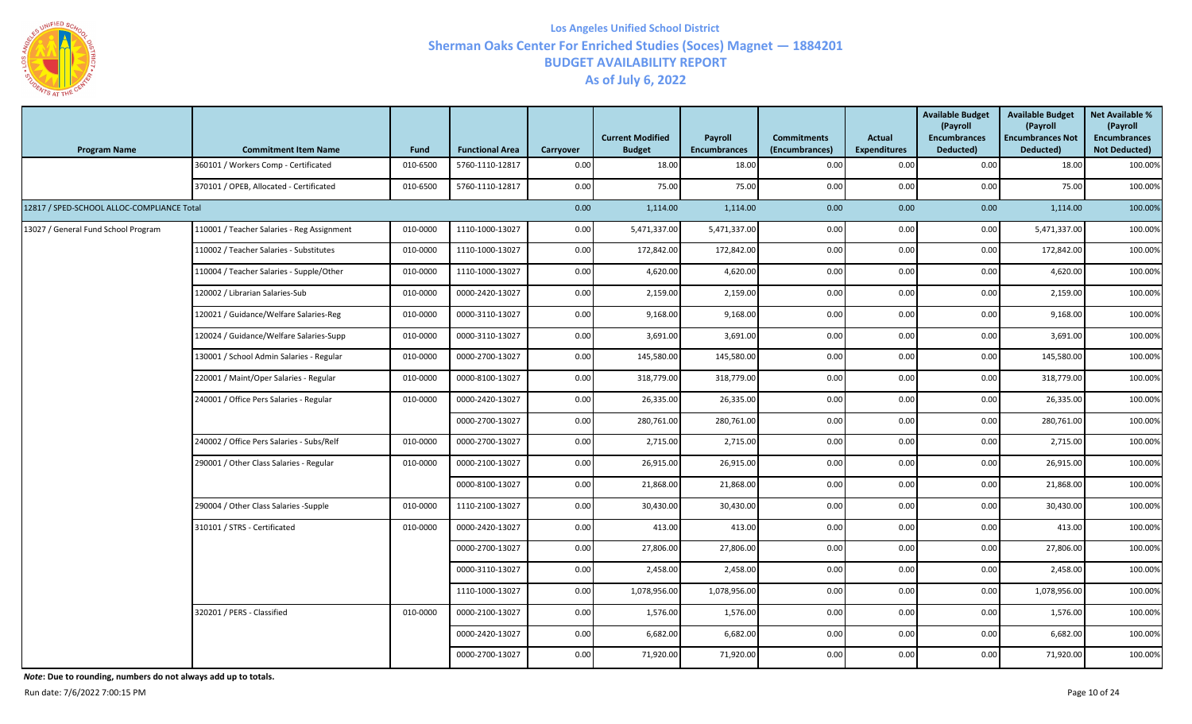# Los Angeles Unified School District

## Sherman Oaks Center For Enriched Studies (Soces) Magnet — 1884201

## BUDGET AVAILABILITY REPORT

## As of July 6, 2022

| Program Name | Commitment Item Name | Fund | Functional Area | Carryover | Current Modified Budget | Payroll Encumbrances | Commitments (Encumbrances) | Actual Expenditures | Available Budget (Payroll Encumbrances Deducted) | Available Budget (Payroll Encumbrances Not Deducted) | Net Available % (Payroll Encumbrances Not Deducted) |
|---|---|---|---|---|---|---|---|---|---|---|---|
| | 360101 / Workers Comp - Certificated | 010-6500 | 5760-1110-12817 | 0.00 | 18.00 | 18.00 | 0.00 | 0.00 | 0.00 | 18.00 | 100.00% |
| | 370101 / OPEB, Allocated - Certificated | 010-6500 | 5760-1110-12817 | 0.00 | 75.00 | 75.00 | 0.00 | 0.00 | 0.00 | 75.00 | 100.00% |
| 12817 / SPED-SCHOOL ALLOC-COMPLIANCE Total | | | | 0.00 | 1,114.00 | 1,114.00 | 0.00 | 0.00 | 0.00 | 1,114.00 | 100.00% |
| 13027 / General Fund School Program | 110001 / Teacher Salaries - Reg Assignment | 010-0000 | 1110-1000-13027 | 0.00 | 5,471,337.00 | 5,471,337.00 | 0.00 | 0.00 | 0.00 | 5,471,337.00 | 100.00% |
| | 110002 / Teacher Salaries - Substitutes | 010-0000 | 1110-1000-13027 | 0.00 | 172,842.00 | 172,842.00 | 0.00 | 0.00 | 0.00 | 172,842.00 | 100.00% |
| | 110004 / Teacher Salaries - Supple/Other | 010-0000 | 1110-1000-13027 | 0.00 | 4,620.00 | 4,620.00 | 0.00 | 0.00 | 0.00 | 4,620.00 | 100.00% |
| | 120002 / Librarian Salaries-Sub | 010-0000 | 0000-2420-13027 | 0.00 | 2,159.00 | 2,159.00 | 0.00 | 0.00 | 0.00 | 2,159.00 | 100.00% |
| | 120021 / Guidance/Welfare Salaries-Reg | 010-0000 | 0000-3110-13027 | 0.00 | 9,168.00 | 9,168.00 | 0.00 | 0.00 | 0.00 | 9,168.00 | 100.00% |
| | 120024 / Guidance/Welfare Salaries-Supp | 010-0000 | 0000-3110-13027 | 0.00 | 3,691.00 | 3,691.00 | 0.00 | 0.00 | 0.00 | 3,691.00 | 100.00% |
| | 130001 / School Admin Salaries - Regular | 010-0000 | 0000-2700-13027 | 0.00 | 145,580.00 | 145,580.00 | 0.00 | 0.00 | 0.00 | 145,580.00 | 100.00% |
| | 220001 / Maint/Oper Salaries - Regular | 010-0000 | 0000-8100-13027 | 0.00 | 318,779.00 | 318,779.00 | 0.00 | 0.00 | 0.00 | 318,779.00 | 100.00% |
| | 240001 / Office Pers Salaries - Regular | 010-0000 | 0000-2420-13027 | 0.00 | 26,335.00 | 26,335.00 | 0.00 | 0.00 | 0.00 | 26,335.00 | 100.00% |
| | | | 0000-2700-13027 | 0.00 | 280,761.00 | 280,761.00 | 0.00 | 0.00 | 0.00 | 280,761.00 | 100.00% |
| | 240002 / Office Pers Salaries - Subs/Relf | 010-0000 | 0000-2700-13027 | 0.00 | 2,715.00 | 2,715.00 | 0.00 | 0.00 | 0.00 | 2,715.00 | 100.00% |
| | 290001 / Other Class Salaries - Regular | 010-0000 | 0000-2100-13027 | 0.00 | 26,915.00 | 26,915.00 | 0.00 | 0.00 | 0.00 | 26,915.00 | 100.00% |
| | | | 0000-8100-13027 | 0.00 | 21,868.00 | 21,868.00 | 0.00 | 0.00 | 0.00 | 21,868.00 | 100.00% |
| | 290004 / Other Class Salaries -Supple | 010-0000 | 1110-2100-13027 | 0.00 | 30,430.00 | 30,430.00 | 0.00 | 0.00 | 0.00 | 30,430.00 | 100.00% |
| | 310101 / STRS - Certificated | 010-0000 | 0000-2420-13027 | 0.00 | 413.00 | 413.00 | 0.00 | 0.00 | 0.00 | 413.00 | 100.00% |
| | | | 0000-2700-13027 | 0.00 | 27,806.00 | 27,806.00 | 0.00 | 0.00 | 0.00 | 27,806.00 | 100.00% |
| | | | 0000-3110-13027 | 0.00 | 2,458.00 | 2,458.00 | 0.00 | 0.00 | 0.00 | 2,458.00 | 100.00% |
| | | | 1110-1000-13027 | 0.00 | 1,078,956.00 | 1,078,956.00 | 0.00 | 0.00 | 0.00 | 1,078,956.00 | 100.00% |
| | 320201 / PERS - Classified | 010-0000 | 0000-2100-13027 | 0.00 | 1,576.00 | 1,576.00 | 0.00 | 0.00 | 0.00 | 1,576.00 | 100.00% |
| | | | 0000-2420-13027 | 0.00 | 6,682.00 | 6,682.00 | 0.00 | 0.00 | 0.00 | 6,682.00 | 100.00% |
| | | | 0000-2700-13027 | 0.00 | 71,920.00 | 71,920.00 | 0.00 | 0.00 | 0.00 | 71,920.00 | 100.00% |

***Note*: Due to rounding, numbers do not always add up to totals.**

Run date: 7/6/2022 7:00:15 PM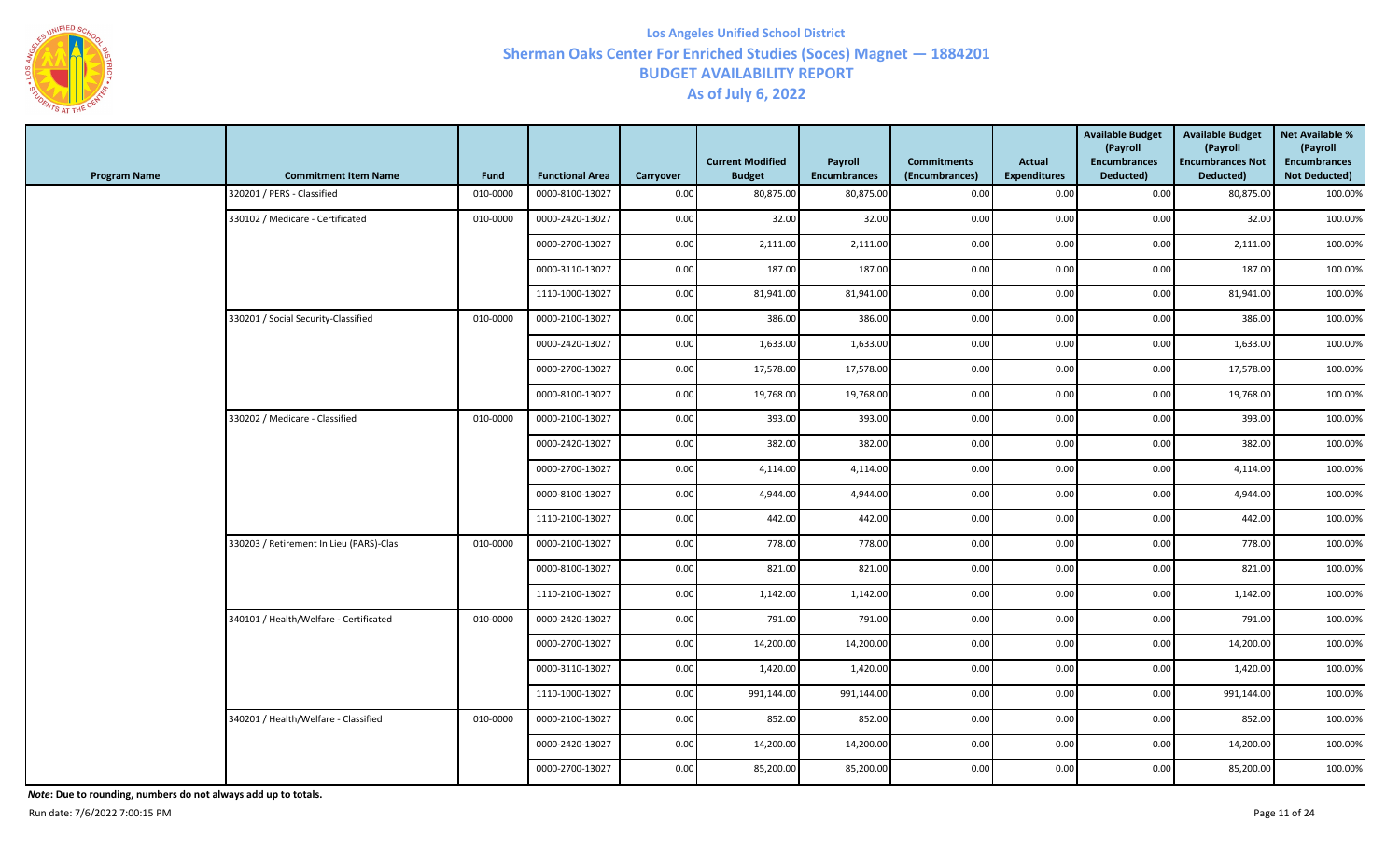# Los Angeles Unified School District

## Sherman Oaks Center For Enriched Studies (Soces) Magnet — 1884201

## BUDGET AVAILABILITY REPORT

## As of July 6, 2022

| Program Name | Commitment Item Name | Fund | Functional Area | Carryover | Current Modified Budget | Payroll Encumbrances | Commitments (Encumbrances) | Actual Expenditures | Available Budget (Payroll Encumbrances Deducted) | Available Budget (Payroll Encumbrances Not Deducted) | Net Available % (Payroll Encumbrances Not Deducted) |
|---|---|---|---|---|---|---|---|---|---|---|---|
| | 320201 / PERS - Classified | 010-0000 | 0000-8100-13027 | 0.00 | 80,875.00 | 80,875.00 | 0.00 | 0.00 | 0.00 | 80,875.00 | 100.00% |
| | 330102 / Medicare - Certificated | 010-0000 | 0000-2420-13027 | 0.00 | 32.00 | 32.00 | 0.00 | 0.00 | 0.00 | 32.00 | 100.00% |
| | | | 0000-2700-13027 | 0.00 | 2,111.00 | 2,111.00 | 0.00 | 0.00 | 0.00 | 2,111.00 | 100.00% |
| | | | 0000-3110-13027 | 0.00 | 187.00 | 187.00 | 0.00 | 0.00 | 0.00 | 187.00 | 100.00% |
| | | | 1110-1000-13027 | 0.00 | 81,941.00 | 81,941.00 | 0.00 | 0.00 | 0.00 | 81,941.00 | 100.00% |
| | 330201 / Social Security-Classified | 010-0000 | 0000-2100-13027 | 0.00 | 386.00 | 386.00 | 0.00 | 0.00 | 0.00 | 386.00 | 100.00% |
| | | | 0000-2420-13027 | 0.00 | 1,633.00 | 1,633.00 | 0.00 | 0.00 | 0.00 | 1,633.00 | 100.00% |
| | | | 0000-2700-13027 | 0.00 | 17,578.00 | 17,578.00 | 0.00 | 0.00 | 0.00 | 17,578.00 | 100.00% |
| | | | 0000-8100-13027 | 0.00 | 19,768.00 | 19,768.00 | 0.00 | 0.00 | 0.00 | 19,768.00 | 100.00% |
| | 330202 / Medicare - Classified | 010-0000 | 0000-2100-13027 | 0.00 | 393.00 | 393.00 | 0.00 | 0.00 | 0.00 | 393.00 | 100.00% |
| | | | 0000-2420-13027 | 0.00 | 382.00 | 382.00 | 0.00 | 0.00 | 0.00 | 382.00 | 100.00% |
| | | | 0000-2700-13027 | 0.00 | 4,114.00 | 4,114.00 | 0.00 | 0.00 | 0.00 | 4,114.00 | 100.00% |
| | | | 0000-8100-13027 | 0.00 | 4,944.00 | 4,944.00 | 0.00 | 0.00 | 0.00 | 4,944.00 | 100.00% |
| | | | 1110-2100-13027 | 0.00 | 442.00 | 442.00 | 0.00 | 0.00 | 0.00 | 442.00 | 100.00% |
| | 330203 / Retirement In Lieu (PARS)-Clas | 010-0000 | 0000-2100-13027 | 0.00 | 778.00 | 778.00 | 0.00 | 0.00 | 0.00 | 778.00 | 100.00% |
| | | | 0000-8100-13027 | 0.00 | 821.00 | 821.00 | 0.00 | 0.00 | 0.00 | 821.00 | 100.00% |
| | | | 1110-2100-13027 | 0.00 | 1,142.00 | 1,142.00 | 0.00 | 0.00 | 0.00 | 1,142.00 | 100.00% |
| | 340101 / Health/Welfare - Certificated | 010-0000 | 0000-2420-13027 | 0.00 | 791.00 | 791.00 | 0.00 | 0.00 | 0.00 | 791.00 | 100.00% |
| | | | 0000-2700-13027 | 0.00 | 14,200.00 | 14,200.00 | 0.00 | 0.00 | 0.00 | 14,200.00 | 100.00% |
| | | | 0000-3110-13027 | 0.00 | 1,420.00 | 1,420.00 | 0.00 | 0.00 | 0.00 | 1,420.00 | 100.00% |
| | | | 1110-1000-13027 | 0.00 | 991,144.00 | 991,144.00 | 0.00 | 0.00 | 0.00 | 991,144.00 | 100.00% |
| | 340201 / Health/Welfare - Classified | 010-0000 | 0000-2100-13027 | 0.00 | 852.00 | 852.00 | 0.00 | 0.00 | 0.00 | 852.00 | 100.00% |
| | | | 0000-2420-13027 | 0.00 | 14,200.00 | 14,200.00 | 0.00 | 0.00 | 0.00 | 14,200.00 | 100.00% |
| | | | 0000-2700-13027 | 0.00 | 85,200.00 | 85,200.00 | 0.00 | 0.00 | 0.00 | 85,200.00 | 100.00% |

***Note*: Due to rounding, numbers do not always add up to totals.**

Run date: 7/6/2022 7:00:15 PM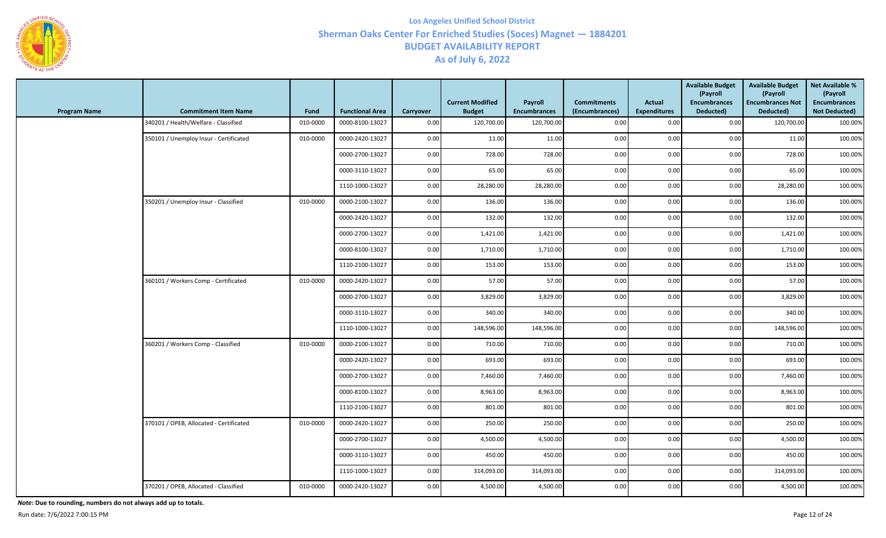# Los Angeles Unified School District

## Sherman Oaks Center For Enriched Studies (Soces) Magnet — 1884201

## BUDGET AVAILABILITY REPORT

## As of July 6, 2022

| Program Name | Commitment Item Name | Fund | Functional Area | Carryover | Current Modified Budget | Payroll Encumbrances | Commitments (Encumbrances) | Actual Expenditures | Available Budget (Payroll Encumbrances Deducted) | Available Budget (Payroll Encumbrances Not Deducted) | Net Available % (Payroll Encumbrances Not Deducted) |
|---|---|---|---|---|---|---|---|---|---|---|---|
| | 340201 / Health/Welfare - Classified | 010-0000 | 0000-8100-13027 | 0.00 | 120,700.00 | 120,700.00 | 0.00 | 0.00 | 0.00 | 120,700.00 | 100.00% |
| | 350101 / Unemploy Insur - Certificated | 010-0000 | 0000-2420-13027 | 0.00 | 11.00 | 11.00 | 0.00 | 0.00 | 0.00 | 11.00 | 100.00% |
| | | | 0000-2700-13027 | 0.00 | 728.00 | 728.00 | 0.00 | 0.00 | 0.00 | 728.00 | 100.00% |
| | | | 0000-3110-13027 | 0.00 | 65.00 | 65.00 | 0.00 | 0.00 | 0.00 | 65.00 | 100.00% |
| | | | 1110-1000-13027 | 0.00 | 28,280.00 | 28,280.00 | 0.00 | 0.00 | 0.00 | 28,280.00 | 100.00% |
| | 350201 / Unemploy Insur - Classified | 010-0000 | 0000-2100-13027 | 0.00 | 136.00 | 136.00 | 0.00 | 0.00 | 0.00 | 136.00 | 100.00% |
| | | | 0000-2420-13027 | 0.00 | 132.00 | 132.00 | 0.00 | 0.00 | 0.00 | 132.00 | 100.00% |
| | | | 0000-2700-13027 | 0.00 | 1,421.00 | 1,421.00 | 0.00 | 0.00 | 0.00 | 1,421.00 | 100.00% |
| | | | 0000-8100-13027 | 0.00 | 1,710.00 | 1,710.00 | 0.00 | 0.00 | 0.00 | 1,710.00 | 100.00% |
| | | | 1110-2100-13027 | 0.00 | 153.00 | 153.00 | 0.00 | 0.00 | 0.00 | 153.00 | 100.00% |
| | 360101 / Workers Comp - Certificated | 010-0000 | 0000-2420-13027 | 0.00 | 57.00 | 57.00 | 0.00 | 0.00 | 0.00 | 57.00 | 100.00% |
| | | | 0000-2700-13027 | 0.00 | 3,829.00 | 3,829.00 | 0.00 | 0.00 | 0.00 | 3,829.00 | 100.00% |
| | | | 0000-3110-13027 | 0.00 | 340.00 | 340.00 | 0.00 | 0.00 | 0.00 | 340.00 | 100.00% |
| | | | 1110-1000-13027 | 0.00 | 148,596.00 | 148,596.00 | 0.00 | 0.00 | 0.00 | 148,596.00 | 100.00% |
| | 360201 / Workers Comp - Classified | 010-0000 | 0000-2100-13027 | 0.00 | 710.00 | 710.00 | 0.00 | 0.00 | 0.00 | 710.00 | 100.00% |
| | | | 0000-2420-13027 | 0.00 | 693.00 | 693.00 | 0.00 | 0.00 | 0.00 | 693.00 | 100.00% |
| | | | 0000-2700-13027 | 0.00 | 7,460.00 | 7,460.00 | 0.00 | 0.00 | 0.00 | 7,460.00 | 100.00% |
| | | | 0000-8100-13027 | 0.00 | 8,963.00 | 8,963.00 | 0.00 | 0.00 | 0.00 | 8,963.00 | 100.00% |
| | | | 1110-2100-13027 | 0.00 | 801.00 | 801.00 | 0.00 | 0.00 | 0.00 | 801.00 | 100.00% |
| | 370101 / OPEB, Allocated - Certificated | 010-0000 | 0000-2420-13027 | 0.00 | 250.00 | 250.00 | 0.00 | 0.00 | 0.00 | 250.00 | 100.00% |
| | | | 0000-2700-13027 | 0.00 | 4,500.00 | 4,500.00 | 0.00 | 0.00 | 0.00 | 4,500.00 | 100.00% |
| | | | 0000-3110-13027 | 0.00 | 450.00 | 450.00 | 0.00 | 0.00 | 0.00 | 450.00 | 100.00% |
| | | | 1110-1000-13027 | 0.00 | 314,093.00 | 314,093.00 | 0.00 | 0.00 | 0.00 | 314,093.00 | 100.00% |
| | 370201 / OPEB, Allocated - Classified | 010-0000 | 0000-2420-13027 | 0.00 | 4,500.00 | 4,500.00 | 0.00 | 0.00 | 0.00 | 4,500.00 | 100.00% |

***Note*: Due to rounding, numbers do not always add up to totals.**

Run date: 7/6/2022 7:00:15 PM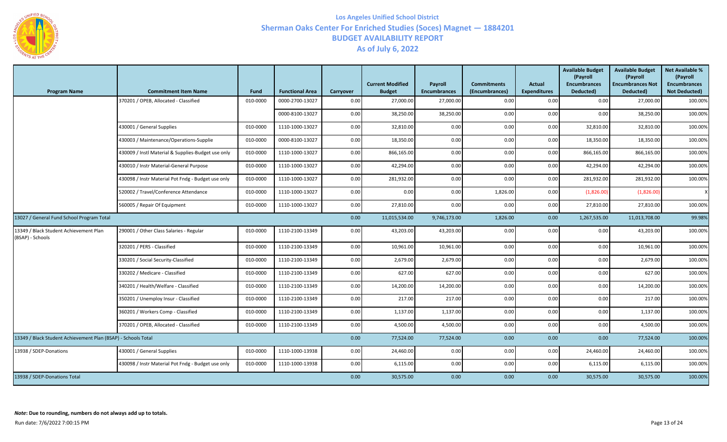# Los Angeles Unified School District
## Sherman Oaks Center For Enriched Studies (Soces) Magnet — 1884201
## BUDGET AVAILABILITY REPORT
## As of July 6, 2022

| Program Name | Commitment Item Name | Fund | Functional Area | Carryover | Current Modified Budget | Payroll Encumbrances | Commitments (Encumbrances) | Actual Expenditures | Available Budget (Payroll Encumbrances Deducted) | Available Budget (Payroll Encumbrances Not Deducted) | Net Available % (Payroll Encumbrances Not Deducted) |
|---|---|---|---|---|---|---|---|---|---|---|---|
| | 370201 / OPEB, Allocated - Classified | 010-0000 | 0000-2700-13027 | 0.00 | 27,000.00 | 27,000.00 | 0.00 | 0.00 | 0.00 | 27,000.00 | 100.00% |
| | | | 0000-8100-13027 | 0.00 | 38,250.00 | 38,250.00 | 0.00 | 0.00 | 0.00 | 38,250.00 | 100.00% |
| | 430001 / General Supplies | 010-0000 | 1110-1000-13027 | 0.00 | 32,810.00 | 0.00 | 0.00 | 0.00 | 32,810.00 | 32,810.00 | 100.00% |
| | 430003 / Maintenance/Operations-Supplie | 010-0000 | 0000-8100-13027 | 0.00 | 18,350.00 | 0.00 | 0.00 | 0.00 | 18,350.00 | 18,350.00 | 100.00% |
| | 430009 / Instl Material & Supplies-Budget use only | 010-0000 | 1110-1000-13027 | 0.00 | 866,165.00 | 0.00 | 0.00 | 0.00 | 866,165.00 | 866,165.00 | 100.00% |
| | 430010 / Instr Material-General Purpose | 010-0000 | 1110-1000-13027 | 0.00 | 42,294.00 | 0.00 | 0.00 | 0.00 | 42,294.00 | 42,294.00 | 100.00% |
| | 430098 / Instr Material Pot Fndg - Budget use only | 010-0000 | 1110-1000-13027 | 0.00 | 281,932.00 | 0.00 | 0.00 | 0.00 | 281,932.00 | 281,932.00 | 100.00% |
| | 520002 / Travel/Conference Attendance | 010-0000 | 1110-1000-13027 | 0.00 | 0.00 | 0.00 | 1,826.00 | 0.00 | (1,826.00) | (1,826.00) | X |
| | 560005 / Repair Of Equipment | 010-0000 | 1110-1000-13027 | 0.00 | 27,810.00 | 0.00 | 0.00 | 0.00 | 27,810.00 | 27,810.00 | 100.00% |
| 13027 / General Fund School Program Total | | | | 0.00 | 11,015,534.00 | 9,746,173.00 | 1,826.00 | 0.00 | 1,267,535.00 | 11,013,708.00 | 99.98% |
| 13349 / Black Student Achievement Plan (BSAP) - Schools | 290001 / Other Class Salaries - Regular | 010-0000 | 1110-2100-13349 | 0.00 | 43,203.00 | 43,203.00 | 0.00 | 0.00 | 0.00 | 43,203.00 | 100.00% |
| | 320201 / PERS - Classified | 010-0000 | 1110-2100-13349 | 0.00 | 10,961.00 | 10,961.00 | 0.00 | 0.00 | 0.00 | 10,961.00 | 100.00% |
| | 330201 / Social Security-Classified | 010-0000 | 1110-2100-13349 | 0.00 | 2,679.00 | 2,679.00 | 0.00 | 0.00 | 0.00 | 2,679.00 | 100.00% |
| | 330202 / Medicare - Classified | 010-0000 | 1110-2100-13349 | 0.00 | 627.00 | 627.00 | 0.00 | 0.00 | 0.00 | 627.00 | 100.00% |
| | 340201 / Health/Welfare - Classified | 010-0000 | 1110-2100-13349 | 0.00 | 14,200.00 | 14,200.00 | 0.00 | 0.00 | 0.00 | 14,200.00 | 100.00% |
| | 350201 / Unemploy Insur - Classified | 010-0000 | 1110-2100-13349 | 0.00 | 217.00 | 217.00 | 0.00 | 0.00 | 0.00 | 217.00 | 100.00% |
| | 360201 / Workers Comp - Classified | 010-0000 | 1110-2100-13349 | 0.00 | 1,137.00 | 1,137.00 | 0.00 | 0.00 | 0.00 | 1,137.00 | 100.00% |
| | 370201 / OPEB, Allocated - Classified | 010-0000 | 1110-2100-13349 | 0.00 | 4,500.00 | 4,500.00 | 0.00 | 0.00 | 0.00 | 4,500.00 | 100.00% |
| 13349 / Black Student Achievement Plan (BSAP) - Schools Total | | | | 0.00 | 77,524.00 | 77,524.00 | 0.00 | 0.00 | 0.00 | 77,524.00 | 100.00% |
| 13938 / SDEP-Donations | 430001 / General Supplies | 010-0000 | 1110-1000-13938 | 0.00 | 24,460.00 | 0.00 | 0.00 | 0.00 | 24,460.00 | 24,460.00 | 100.00% |
| | 430098 / Instr Material Pot Fndg - Budget use only | 010-0000 | 1110-1000-13938 | 0.00 | 6,115.00 | 0.00 | 0.00 | 0.00 | 6,115.00 | 6,115.00 | 100.00% |
| 13938 / SDEP-Donations Total | | | | 0.00 | 30,575.00 | 0.00 | 0.00 | 0.00 | 30,575.00 | 30,575.00 | 100.00% |

***Note*: Due to rounding, numbers do not always add up to totals.**

Run date: 7/6/2022 7:00:15 PM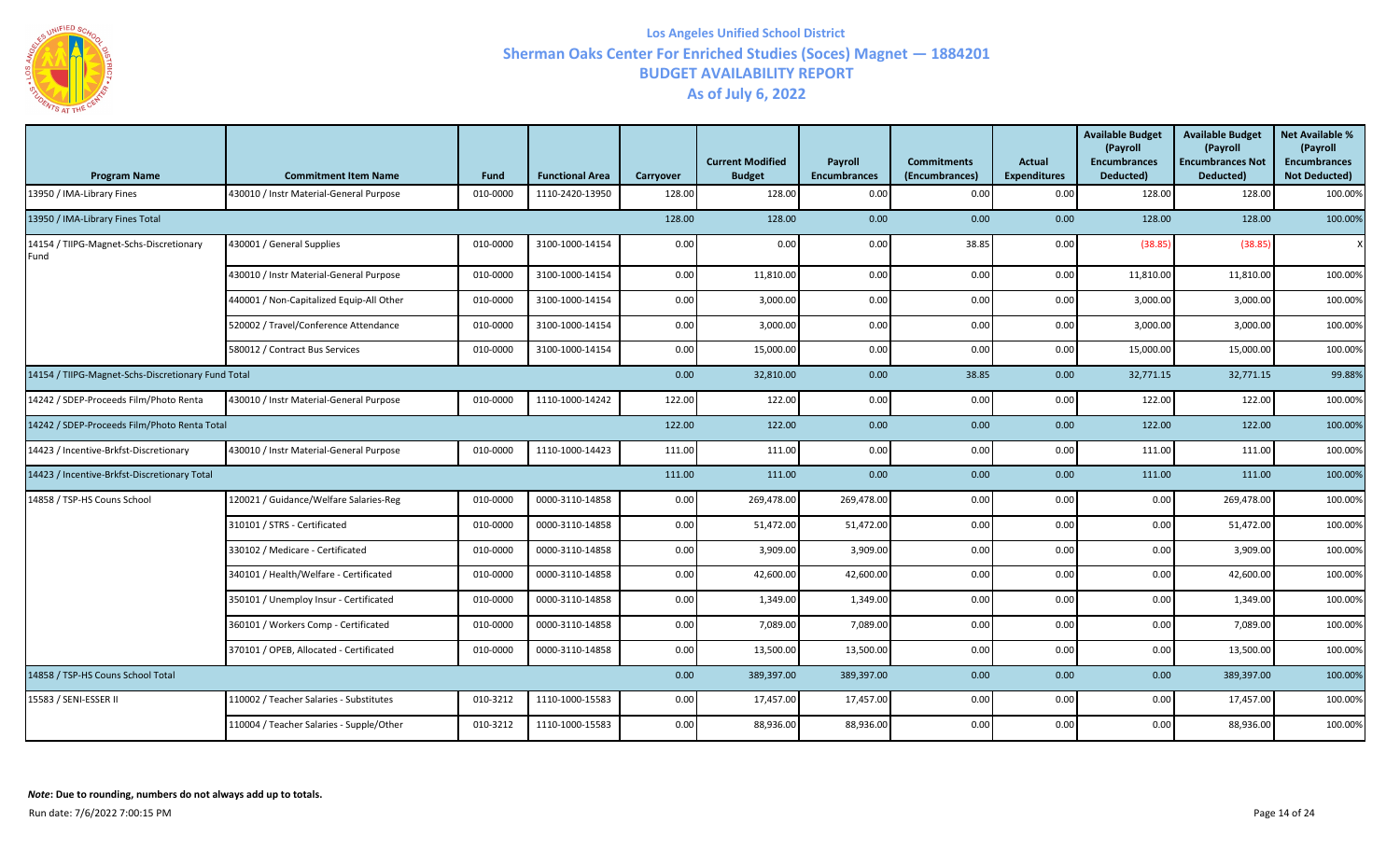# Los Angeles Unified School District

## Sherman Oaks Center For Enriched Studies (Soces) Magnet — 1884201

## BUDGET AVAILABILITY REPORT

## As of July 6, 2022

| Program Name | Commitment Item Name | Fund | Functional Area | Carryover | Current Modified Budget | Payroll Encumbrances | Commitments (Encumbrances) | Actual Expenditures | Available Budget (Payroll Encumbrances Deducted) | Available Budget (Payroll Encumbrances Not Deducted) | Net Available % (Payroll Encumbrances Not Deducted) |
|---|---|---|---|---|---|---|---|---|---|---|---|
| 13950 / IMA-Library Fines | 430010 / Instr Material-General Purpose | 010-0000 | 1110-2420-13950 | 128.00 | 128.00 | 0.00 | 0.00 | 0.00 | 128.00 | 128.00 | 100.00% |
| 13950 / IMA-Library Fines Total | | | | 128.00 | 128.00 | 0.00 | 0.00 | 0.00 | 128.00 | 128.00 | 100.00% |
| 14154 / TIIPG-Magnet-Schs-Discretionary Fund | 430001 / General Supplies | 010-0000 | 3100-1000-14154 | 0.00 | 0.00 | 0.00 | 38.85 | 0.00 | (38.85) | (38.85) | X |
| | 430010 / Instr Material-General Purpose | 010-0000 | 3100-1000-14154 | 0.00 | 11,810.00 | 0.00 | 0.00 | 0.00 | 11,810.00 | 11,810.00 | 100.00% |
| | 440001 / Non-Capitalized Equip-All Other | 010-0000 | 3100-1000-14154 | 0.00 | 3,000.00 | 0.00 | 0.00 | 0.00 | 3,000.00 | 3,000.00 | 100.00% |
| | 520002 / Travel/Conference Attendance | 010-0000 | 3100-1000-14154 | 0.00 | 3,000.00 | 0.00 | 0.00 | 0.00 | 3,000.00 | 3,000.00 | 100.00% |
| | 580012 / Contract Bus Services | 010-0000 | 3100-1000-14154 | 0.00 | 15,000.00 | 0.00 | 0.00 | 0.00 | 15,000.00 | 15,000.00 | 100.00% |
| 14154 / TIIPG-Magnet-Schs-Discretionary Fund Total | | | | 0.00 | 32,810.00 | 0.00 | 38.85 | 0.00 | 32,771.15 | 32,771.15 | 99.88% |
| 14242 / SDEP-Proceeds Film/Photo Renta | 430010 / Instr Material-General Purpose | 010-0000 | 1110-1000-14242 | 122.00 | 122.00 | 0.00 | 0.00 | 0.00 | 122.00 | 122.00 | 100.00% |
| 14242 / SDEP-Proceeds Film/Photo Renta Total | | | | 122.00 | 122.00 | 0.00 | 0.00 | 0.00 | 122.00 | 122.00 | 100.00% |
| 14423 / Incentive-Brkfst-Discretionary | 430010 / Instr Material-General Purpose | 010-0000 | 1110-1000-14423 | 111.00 | 111.00 | 0.00 | 0.00 | 0.00 | 111.00 | 111.00 | 100.00% |
| 14423 / Incentive-Brkfst-Discretionary Total | | | | 111.00 | 111.00 | 0.00 | 0.00 | 0.00 | 111.00 | 111.00 | 100.00% |
| 14858 / TSP-HS Couns School | 120021 / Guidance/Welfare Salaries-Reg | 010-0000 | 0000-3110-14858 | 0.00 | 269,478.00 | 269,478.00 | 0.00 | 0.00 | 0.00 | 269,478.00 | 100.00% |
| | 310101 / STRS - Certificated | 010-0000 | 0000-3110-14858 | 0.00 | 51,472.00 | 51,472.00 | 0.00 | 0.00 | 0.00 | 51,472.00 | 100.00% |
| | 330102 / Medicare - Certificated | 010-0000 | 0000-3110-14858 | 0.00 | 3,909.00 | 3,909.00 | 0.00 | 0.00 | 0.00 | 3,909.00 | 100.00% |
| | 340101 / Health/Welfare - Certificated | 010-0000 | 0000-3110-14858 | 0.00 | 42,600.00 | 42,600.00 | 0.00 | 0.00 | 0.00 | 42,600.00 | 100.00% |
| | 350101 / Unemploy Insur - Certificated | 010-0000 | 0000-3110-14858 | 0.00 | 1,349.00 | 1,349.00 | 0.00 | 0.00 | 0.00 | 1,349.00 | 100.00% |
| | 360101 / Workers Comp - Certificated | 010-0000 | 0000-3110-14858 | 0.00 | 7,089.00 | 7,089.00 | 0.00 | 0.00 | 0.00 | 7,089.00 | 100.00% |
| | 370101 / OPEB, Allocated - Certificated | 010-0000 | 0000-3110-14858 | 0.00 | 13,500.00 | 13,500.00 | 0.00 | 0.00 | 0.00 | 13,500.00 | 100.00% |
| 14858 / TSP-HS Couns School Total | | | | 0.00 | 389,397.00 | 389,397.00 | 0.00 | 0.00 | 0.00 | 389,397.00 | 100.00% |
| 15583 / SENI-ESSER II | 110002 / Teacher Salaries - Substitutes | 010-3212 | 1110-1000-15583 | 0.00 | 17,457.00 | 17,457.00 | 0.00 | 0.00 | 0.00 | 17,457.00 | 100.00% |
| | 110004 / Teacher Salaries - Supple/Other | 010-3212 | 1110-1000-15583 | 0.00 | 88,936.00 | 88,936.00 | 0.00 | 0.00 | 0.00 | 88,936.00 | 100.00% |

***Note*: Due to rounding, numbers do not always add up to totals.**

Run date: 7/6/2022 7:00:15 PM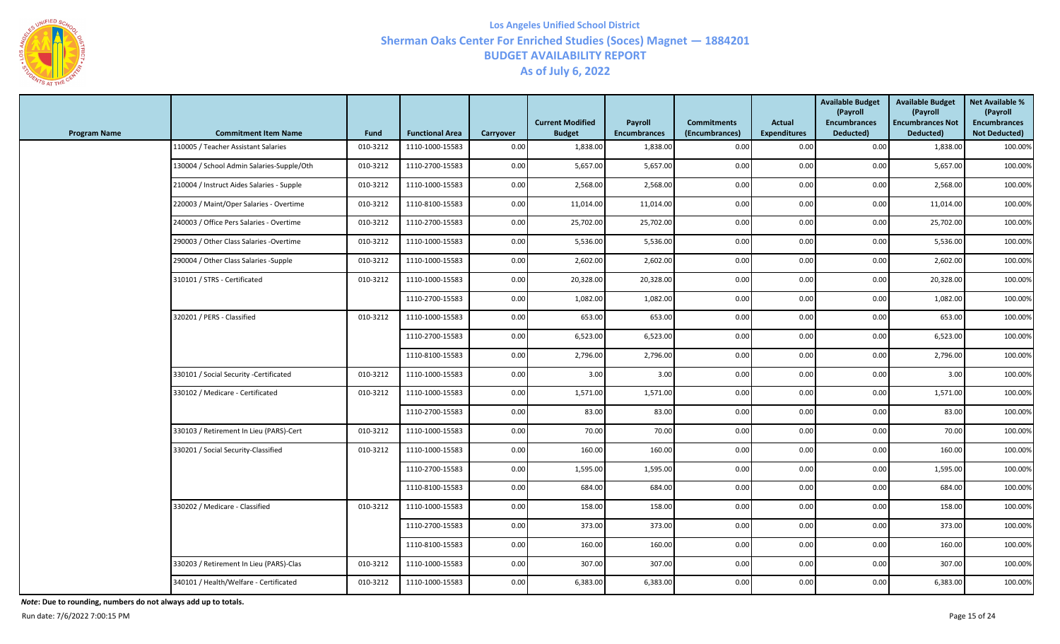**Los Angeles Unified School District**
**Sherman Oaks Center For Enriched Studies (Soces) Magnet — 1884201**
**BUDGET AVAILABILITY REPORT**
**As of July 6, 2022**

| Program Name | Commitment Item Name | Fund | Functional Area | Carryover | Current Modified Budget | Payroll Encumbrances | Commitments (Encumbrances) | Actual Expenditures | Available Budget (Payroll Encumbrances Deducted) | Available Budget (Payroll Encumbrances Not Deducted) | Net Available % (Payroll Encumbrances Not Deducted) |
|---|---|---|---|---|---|---|---|---|---|---|---|
| | 110005 / Teacher Assistant Salaries | 010-3212 | 1110-1000-15583 | 0.00 | 1,838.00 | 1,838.00 | 0.00 | 0.00 | 0.00 | 1,838.00 | 100.00% |
| | 130004 / School Admin Salaries-Supple/Oth | 010-3212 | 1110-2700-15583 | 0.00 | 5,657.00 | 5,657.00 | 0.00 | 0.00 | 0.00 | 5,657.00 | 100.00% |
| | 210004 / Instruct Aides Salaries - Supple | 010-3212 | 1110-1000-15583 | 0.00 | 2,568.00 | 2,568.00 | 0.00 | 0.00 | 0.00 | 2,568.00 | 100.00% |
| | 220003 / Maint/Oper Salaries - Overtime | 010-3212 | 1110-8100-15583 | 0.00 | 11,014.00 | 11,014.00 | 0.00 | 0.00 | 0.00 | 11,014.00 | 100.00% |
| | 240003 / Office Pers Salaries - Overtime | 010-3212 | 1110-2700-15583 | 0.00 | 25,702.00 | 25,702.00 | 0.00 | 0.00 | 0.00 | 25,702.00 | 100.00% |
| | 290003 / Other Class Salaries -Overtime | 010-3212 | 1110-1000-15583 | 0.00 | 5,536.00 | 5,536.00 | 0.00 | 0.00 | 0.00 | 5,536.00 | 100.00% |
| | 290004 / Other Class Salaries -Supple | 010-3212 | 1110-1000-15583 | 0.00 | 2,602.00 | 2,602.00 | 0.00 | 0.00 | 0.00 | 2,602.00 | 100.00% |
| | 310101 / STRS - Certificated | 010-3212 | 1110-1000-15583 | 0.00 | 20,328.00 | 20,328.00 | 0.00 | 0.00 | 0.00 | 20,328.00 | 100.00% |
| | | | 1110-2700-15583 | 0.00 | 1,082.00 | 1,082.00 | 0.00 | 0.00 | 0.00 | 1,082.00 | 100.00% |
| | 320201 / PERS - Classified | 010-3212 | 1110-1000-15583 | 0.00 | 653.00 | 653.00 | 0.00 | 0.00 | 0.00 | 653.00 | 100.00% |
| | | | 1110-2700-15583 | 0.00 | 6,523.00 | 6,523.00 | 0.00 | 0.00 | 0.00 | 6,523.00 | 100.00% |
| | | | 1110-8100-15583 | 0.00 | 2,796.00 | 2,796.00 | 0.00 | 0.00 | 0.00 | 2,796.00 | 100.00% |
| | 330101 / Social Security -Certificated | 010-3212 | 1110-1000-15583 | 0.00 | 3.00 | 3.00 | 0.00 | 0.00 | 0.00 | 3.00 | 100.00% |
| | 330102 / Medicare - Certificated | 010-3212 | 1110-1000-15583 | 0.00 | 1,571.00 | 1,571.00 | 0.00 | 0.00 | 0.00 | 1,571.00 | 100.00% |
| | | | 1110-2700-15583 | 0.00 | 83.00 | 83.00 | 0.00 | 0.00 | 0.00 | 83.00 | 100.00% |
| | 330103 / Retirement In Lieu (PARS)-Cert | 010-3212 | 1110-1000-15583 | 0.00 | 70.00 | 70.00 | 0.00 | 0.00 | 0.00 | 70.00 | 100.00% |
| | 330201 / Social Security-Classified | 010-3212 | 1110-1000-15583 | 0.00 | 160.00 | 160.00 | 0.00 | 0.00 | 0.00 | 160.00 | 100.00% |
| | | | 1110-2700-15583 | 0.00 | 1,595.00 | 1,595.00 | 0.00 | 0.00 | 0.00 | 1,595.00 | 100.00% |
| | | | 1110-8100-15583 | 0.00 | 684.00 | 684.00 | 0.00 | 0.00 | 0.00 | 684.00 | 100.00% |
| | 330202 / Medicare - Classified | 010-3212 | 1110-1000-15583 | 0.00 | 158.00 | 158.00 | 0.00 | 0.00 | 0.00 | 158.00 | 100.00% |
| | | | 1110-2700-15583 | 0.00 | 373.00 | 373.00 | 0.00 | 0.00 | 0.00 | 373.00 | 100.00% |
| | | | 1110-8100-15583 | 0.00 | 160.00 | 160.00 | 0.00 | 0.00 | 0.00 | 160.00 | 100.00% |
| | 330203 / Retirement In Lieu (PARS)-Clas | 010-3212 | 1110-1000-15583 | 0.00 | 307.00 | 307.00 | 0.00 | 0.00 | 0.00 | 307.00 | 100.00% |
| | 340101 / Health/Welfare - Certificated | 010-3212 | 1110-1000-15583 | 0.00 | 6,383.00 | 6,383.00 | 0.00 | 0.00 | 0.00 | 6,383.00 | 100.00% |

***Note*: Due to rounding, numbers do not always add up to totals.**

Run date: 7/6/2022 7:00:15 PM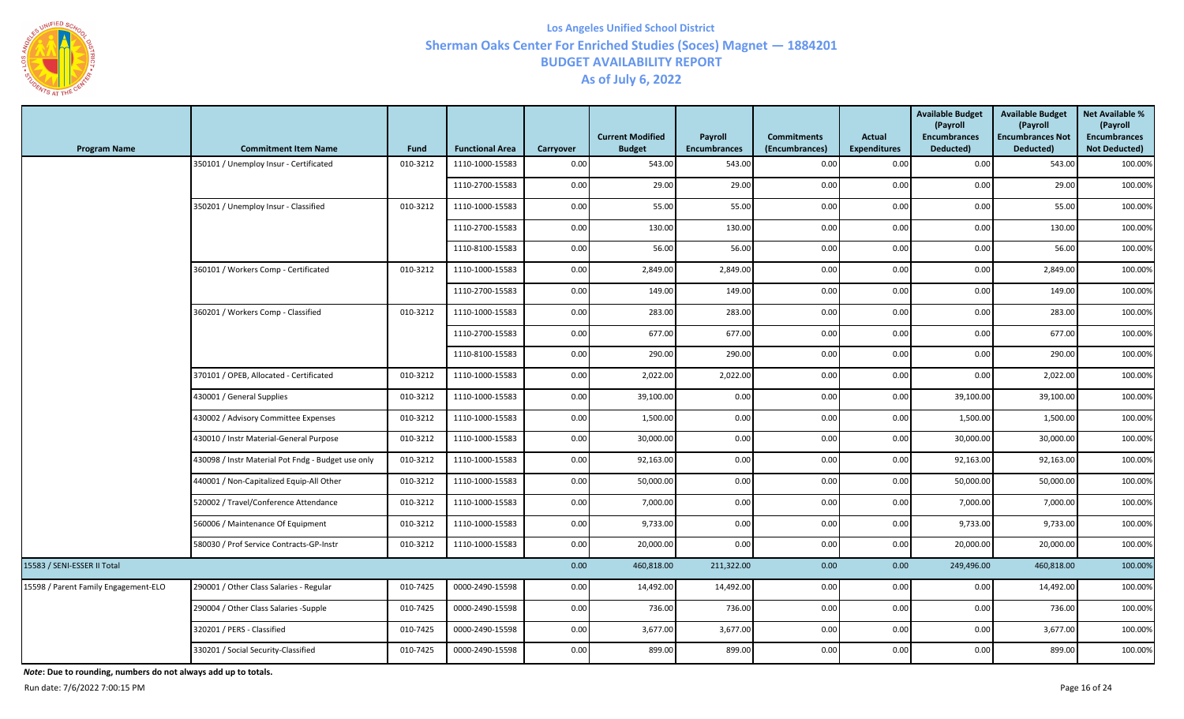# Los Angeles Unified School District
## Sherman Oaks Center For Enriched Studies (Soces) Magnet — 1884201
## BUDGET AVAILABILITY REPORT
## As of July 6, 2022

| Program Name | Commitment Item Name | Fund | Functional Area | Carryover | Current Modified Budget | Payroll Encumbrances | Commitments (Encumbrances) | Actual Expenditures | Available Budget (Payroll Encumbrances Deducted) | Available Budget (Payroll Encumbrances Not Deducted) | Net Available % (Payroll Encumbrances Not Deducted) |
|---|---|---|---|---|---|---|---|---|---|---|---|
| | 350101 / Unemploy Insur - Certificated | 010-3212 | 1110-1000-15583 | 0.00 | 543.00 | 543.00 | 0.00 | 0.00 | 0.00 | 543.00 | 100.00% |
| | | | 1110-2700-15583 | 0.00 | 29.00 | 29.00 | 0.00 | 0.00 | 0.00 | 29.00 | 100.00% |
| | 350201 / Unemploy Insur - Classified | 010-3212 | 1110-1000-15583 | 0.00 | 55.00 | 55.00 | 0.00 | 0.00 | 0.00 | 55.00 | 100.00% |
| | | | 1110-2700-15583 | 0.00 | 130.00 | 130.00 | 0.00 | 0.00 | 0.00 | 130.00 | 100.00% |
| | | | 1110-8100-15583 | 0.00 | 56.00 | 56.00 | 0.00 | 0.00 | 0.00 | 56.00 | 100.00% |
| | 360101 / Workers Comp - Certificated | 010-3212 | 1110-1000-15583 | 0.00 | 2,849.00 | 2,849.00 | 0.00 | 0.00 | 0.00 | 2,849.00 | 100.00% |
| | | | 1110-2700-15583 | 0.00 | 149.00 | 149.00 | 0.00 | 0.00 | 0.00 | 149.00 | 100.00% |
| | 360201 / Workers Comp - Classified | 010-3212 | 1110-1000-15583 | 0.00 | 283.00 | 283.00 | 0.00 | 0.00 | 0.00 | 283.00 | 100.00% |
| | | | 1110-2700-15583 | 0.00 | 677.00 | 677.00 | 0.00 | 0.00 | 0.00 | 677.00 | 100.00% |
| | | | 1110-8100-15583 | 0.00 | 290.00 | 290.00 | 0.00 | 0.00 | 0.00 | 290.00 | 100.00% |
| | 370101 / OPEB, Allocated - Certificated | 010-3212 | 1110-1000-15583 | 0.00 | 2,022.00 | 2,022.00 | 0.00 | 0.00 | 0.00 | 2,022.00 | 100.00% |
| | 430001 / General Supplies | 010-3212 | 1110-1000-15583 | 0.00 | 39,100.00 | 0.00 | 0.00 | 0.00 | 39,100.00 | 39,100.00 | 100.00% |
| | 430002 / Advisory Committee Expenses | 010-3212 | 1110-1000-15583 | 0.00 | 1,500.00 | 0.00 | 0.00 | 0.00 | 1,500.00 | 1,500.00 | 100.00% |
| | 430010 / Instr Material-General Purpose | 010-3212 | 1110-1000-15583 | 0.00 | 30,000.00 | 0.00 | 0.00 | 0.00 | 30,000.00 | 30,000.00 | 100.00% |
| | 430098 / Instr Material Pot Fndg - Budget use only | 010-3212 | 1110-1000-15583 | 0.00 | 92,163.00 | 0.00 | 0.00 | 0.00 | 92,163.00 | 92,163.00 | 100.00% |
| | 440001 / Non-Capitalized Equip-All Other | 010-3212 | 1110-1000-15583 | 0.00 | 50,000.00 | 0.00 | 0.00 | 0.00 | 50,000.00 | 50,000.00 | 100.00% |
| | 520002 / Travel/Conference Attendance | 010-3212 | 1110-1000-15583 | 0.00 | 7,000.00 | 0.00 | 0.00 | 0.00 | 7,000.00 | 7,000.00 | 100.00% |
| | 560006 / Maintenance Of Equipment | 010-3212 | 1110-1000-15583 | 0.00 | 9,733.00 | 0.00 | 0.00 | 0.00 | 9,733.00 | 9,733.00 | 100.00% |
| | 580030 / Prof Service Contracts-GP-Instr | 010-3212 | 1110-1000-15583 | 0.00 | 20,000.00 | 0.00 | 0.00 | 0.00 | 20,000.00 | 20,000.00 | 100.00% |
| 15583 / SENI-ESSER II Total | | | | 0.00 | 460,818.00 | 211,322.00 | 0.00 | 0.00 | 249,496.00 | 460,818.00 | 100.00% |
| 15598 / Parent Family Engagement-ELO | 290001 / Other Class Salaries - Regular | 010-7425 | 0000-2490-15598 | 0.00 | 14,492.00 | 14,492.00 | 0.00 | 0.00 | 0.00 | 14,492.00 | 100.00% |
| | 290004 / Other Class Salaries -Supple | 010-7425 | 0000-2490-15598 | 0.00 | 736.00 | 736.00 | 0.00 | 0.00 | 0.00 | 736.00 | 100.00% |
| | 320201 / PERS - Classified | 010-7425 | 0000-2490-15598 | 0.00 | 3,677.00 | 3,677.00 | 0.00 | 0.00 | 0.00 | 3,677.00 | 100.00% |
| | 330201 / Social Security-Classified | 010-7425 | 0000-2490-15598 | 0.00 | 899.00 | 899.00 | 0.00 | 0.00 | 0.00 | 899.00 | 100.00% |

***Note*: Due to rounding, numbers do not always add up to totals.**

Run date: 7/6/2022 7:00:15 PM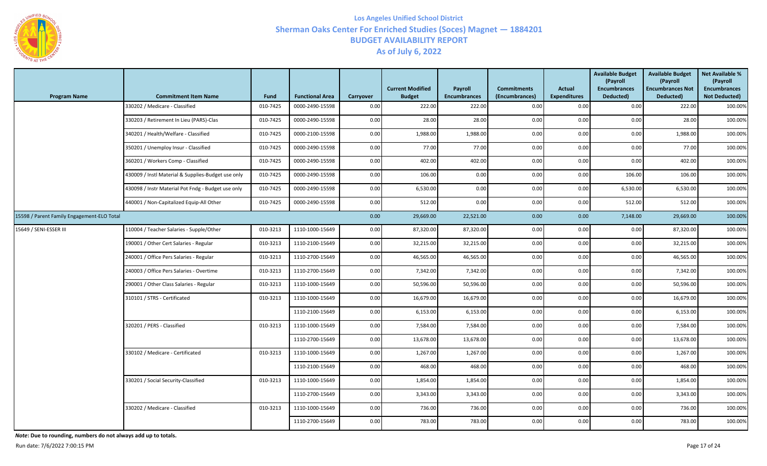# Los Angeles Unified School District

## Sherman Oaks Center For Enriched Studies (Soces) Magnet — 1884201

## BUDGET AVAILABILITY REPORT

## As of July 6, 2022

| Program Name | Commitment Item Name | Fund | Functional Area | Carryover | Current Modified Budget | Payroll Encumbrances | Commitments (Encumbrances) | Actual Expenditures | Available Budget (Payroll Encumbrances Deducted) | Available Budget (Payroll Encumbrances Not Deducted) | Net Available % (Payroll Encumbrances Not Deducted) |
|---|---|---|---|---|---|---|---|---|---|---|---|
| | 330202 / Medicare - Classified | 010-7425 | 0000-2490-15598 | 0.00 | 222.00 | 222.00 | 0.00 | 0.00 | 0.00 | 222.00 | 100.00% |
| | 330203 / Retirement In Lieu (PARS)-Clas | 010-7425 | 0000-2490-15598 | 0.00 | 28.00 | 28.00 | 0.00 | 0.00 | 0.00 | 28.00 | 100.00% |
| | 340201 / Health/Welfare - Classified | 010-7425 | 0000-2100-15598 | 0.00 | 1,988.00 | 1,988.00 | 0.00 | 0.00 | 0.00 | 1,988.00 | 100.00% |
| | 350201 / Unemploy Insur - Classified | 010-7425 | 0000-2490-15598 | 0.00 | 77.00 | 77.00 | 0.00 | 0.00 | 0.00 | 77.00 | 100.00% |
| | 360201 / Workers Comp - Classified | 010-7425 | 0000-2490-15598 | 0.00 | 402.00 | 402.00 | 0.00 | 0.00 | 0.00 | 402.00 | 100.00% |
| | 430009 / Instl Material & Supplies-Budget use only | 010-7425 | 0000-2490-15598 | 0.00 | 106.00 | 0.00 | 0.00 | 0.00 | 106.00 | 106.00 | 100.00% |
| | 430098 / Instr Material Pot Fndg - Budget use only | 010-7425 | 0000-2490-15598 | 0.00 | 6,530.00 | 0.00 | 0.00 | 0.00 | 6,530.00 | 6,530.00 | 100.00% |
| | 440001 / Non-Capitalized Equip-All Other | 010-7425 | 0000-2490-15598 | 0.00 | 512.00 | 0.00 | 0.00 | 0.00 | 512.00 | 512.00 | 100.00% |
| 15598 / Parent Family Engagement-ELO Total | | | | 0.00 | 29,669.00 | 22,521.00 | 0.00 | 0.00 | 7,148.00 | 29,669.00 | 100.00% |
| 15649 / SENI-ESSER III | 110004 / Teacher Salaries - Supple/Other | 010-3213 | 1110-1000-15649 | 0.00 | 87,320.00 | 87,320.00 | 0.00 | 0.00 | 0.00 | 87,320.00 | 100.00% |
| | 190001 / Other Cert Salaries - Regular | 010-3213 | 1110-2100-15649 | 0.00 | 32,215.00 | 32,215.00 | 0.00 | 0.00 | 0.00 | 32,215.00 | 100.00% |
| | 240001 / Office Pers Salaries - Regular | 010-3213 | 1110-2700-15649 | 0.00 | 46,565.00 | 46,565.00 | 0.00 | 0.00 | 0.00 | 46,565.00 | 100.00% |
| | 240003 / Office Pers Salaries - Overtime | 010-3213 | 1110-2700-15649 | 0.00 | 7,342.00 | 7,342.00 | 0.00 | 0.00 | 0.00 | 7,342.00 | 100.00% |
| | 290001 / Other Class Salaries - Regular | 010-3213 | 1110-1000-15649 | 0.00 | 50,596.00 | 50,596.00 | 0.00 | 0.00 | 0.00 | 50,596.00 | 100.00% |
| | 310101 / STRS - Certificated | 010-3213 | 1110-1000-15649 | 0.00 | 16,679.00 | 16,679.00 | 0.00 | 0.00 | 0.00 | 16,679.00 | 100.00% |
| | | | 1110-2100-15649 | 0.00 | 6,153.00 | 6,153.00 | 0.00 | 0.00 | 0.00 | 6,153.00 | 100.00% |
| | 320201 / PERS - Classified | 010-3213 | 1110-1000-15649 | 0.00 | 7,584.00 | 7,584.00 | 0.00 | 0.00 | 0.00 | 7,584.00 | 100.00% |
| | | | 1110-2700-15649 | 0.00 | 13,678.00 | 13,678.00 | 0.00 | 0.00 | 0.00 | 13,678.00 | 100.00% |
| | 330102 / Medicare - Certificated | 010-3213 | 1110-1000-15649 | 0.00 | 1,267.00 | 1,267.00 | 0.00 | 0.00 | 0.00 | 1,267.00 | 100.00% |
| | | | 1110-2100-15649 | 0.00 | 468.00 | 468.00 | 0.00 | 0.00 | 0.00 | 468.00 | 100.00% |
| | 330201 / Social Security-Classified | 010-3213 | 1110-1000-15649 | 0.00 | 1,854.00 | 1,854.00 | 0.00 | 0.00 | 0.00 | 1,854.00 | 100.00% |
| | | | 1110-2700-15649 | 0.00 | 3,343.00 | 3,343.00 | 0.00 | 0.00 | 0.00 | 3,343.00 | 100.00% |
| | 330202 / Medicare - Classified | 010-3213 | 1110-1000-15649 | 0.00 | 736.00 | 736.00 | 0.00 | 0.00 | 0.00 | 736.00 | 100.00% |
| | | | 1110-2700-15649 | 0.00 | 783.00 | 783.00 | 0.00 | 0.00 | 0.00 | 783.00 | 100.00% |

***Note*: Due to rounding, numbers do not always add up to totals.**

Run date: 7/6/2022 7:00:15 PM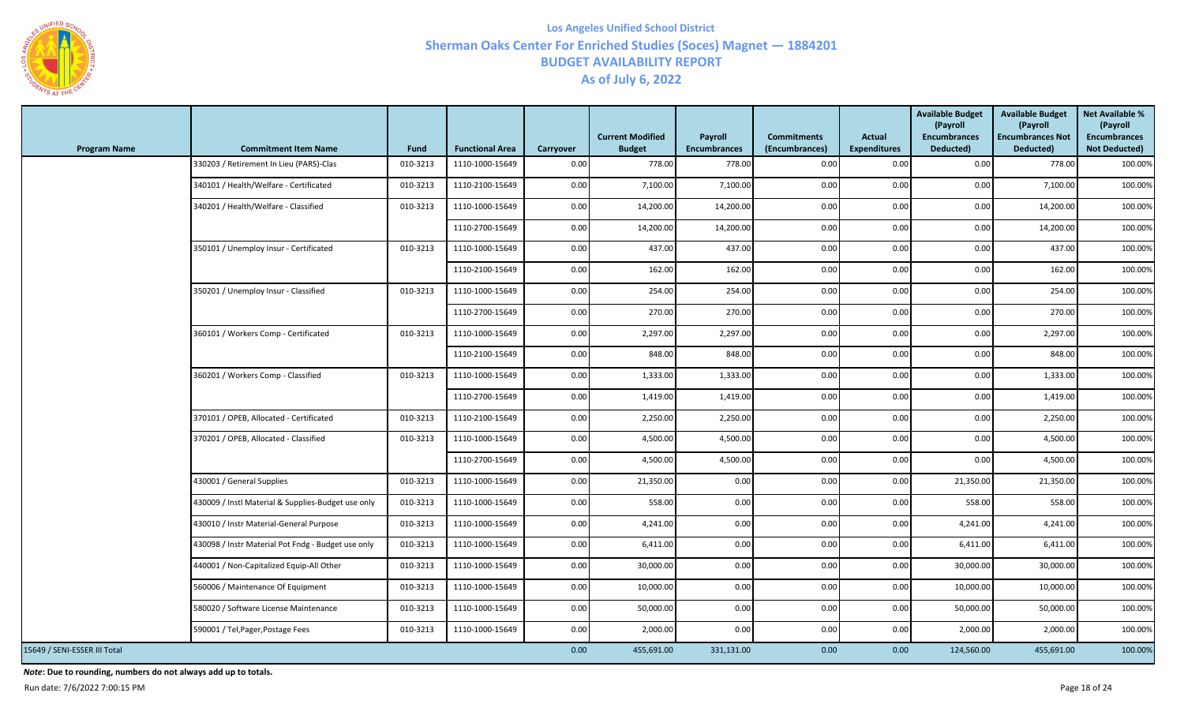# Los Angeles Unified School District
## Sherman Oaks Center For Enriched Studies (Soces) Magnet — 1884201
## BUDGET AVAILABILITY REPORT
## As of July 6, 2022

| Program Name | Commitment Item Name | Fund | Functional Area | Carryover | Current Modified Budget | Payroll Encumbrances | Commitments (Encumbrances) | Actual Expenditures | Available Budget (Payroll Encumbrances Deducted) | Available Budget (Payroll Encumbrances Not Deducted) | Net Available % (Payroll Encumbrances Not Deducted) |
|---|---|---|---|---|---|---|---|---|---|---|---|
| | 330203 / Retirement In Lieu (PARS)-Clas | 010-3213 | 1110-1000-15649 | 0.00 | 778.00 | 778.00 | 0.00 | 0.00 | 0.00 | 778.00 | 100.00% |
| | 340101 / Health/Welfare - Certificated | 010-3213 | 1110-2100-15649 | 0.00 | 7,100.00 | 7,100.00 | 0.00 | 0.00 | 0.00 | 7,100.00 | 100.00% |
| | 340201 / Health/Welfare - Classified | 010-3213 | 1110-1000-15649 | 0.00 | 14,200.00 | 14,200.00 | 0.00 | 0.00 | 0.00 | 14,200.00 | 100.00% |
| | | | 1110-2700-15649 | 0.00 | 14,200.00 | 14,200.00 | 0.00 | 0.00 | 0.00 | 14,200.00 | 100.00% |
| | 350101 / Unemploy Insur - Certificated | 010-3213 | 1110-1000-15649 | 0.00 | 437.00 | 437.00 | 0.00 | 0.00 | 0.00 | 437.00 | 100.00% |
| | | | 1110-2100-15649 | 0.00 | 162.00 | 162.00 | 0.00 | 0.00 | 0.00 | 162.00 | 100.00% |
| | 350201 / Unemploy Insur - Classified | 010-3213 | 1110-1000-15649 | 0.00 | 254.00 | 254.00 | 0.00 | 0.00 | 0.00 | 254.00 | 100.00% |
| | | | 1110-2700-15649 | 0.00 | 270.00 | 270.00 | 0.00 | 0.00 | 0.00 | 270.00 | 100.00% |
| | 360101 / Workers Comp - Certificated | 010-3213 | 1110-1000-15649 | 0.00 | 2,297.00 | 2,297.00 | 0.00 | 0.00 | 0.00 | 2,297.00 | 100.00% |
| | | | 1110-2100-15649 | 0.00 | 848.00 | 848.00 | 0.00 | 0.00 | 0.00 | 848.00 | 100.00% |
| | 360201 / Workers Comp - Classified | 010-3213 | 1110-1000-15649 | 0.00 | 1,333.00 | 1,333.00 | 0.00 | 0.00 | 0.00 | 1,333.00 | 100.00% |
| | | | 1110-2700-15649 | 0.00 | 1,419.00 | 1,419.00 | 0.00 | 0.00 | 0.00 | 1,419.00 | 100.00% |
| | 370101 / OPEB, Allocated - Certificated | 010-3213 | 1110-2100-15649 | 0.00 | 2,250.00 | 2,250.00 | 0.00 | 0.00 | 0.00 | 2,250.00 | 100.00% |
| | 370201 / OPEB, Allocated - Classified | 010-3213 | 1110-1000-15649 | 0.00 | 4,500.00 | 4,500.00 | 0.00 | 0.00 | 0.00 | 4,500.00 | 100.00% |
| | | | 1110-2700-15649 | 0.00 | 4,500.00 | 4,500.00 | 0.00 | 0.00 | 0.00 | 4,500.00 | 100.00% |
| | 430001 / General Supplies | 010-3213 | 1110-1000-15649 | 0.00 | 21,350.00 | 0.00 | 0.00 | 0.00 | 21,350.00 | 21,350.00 | 100.00% |
| | 430009 / Instl Material & Supplies-Budget use only | 010-3213 | 1110-1000-15649 | 0.00 | 558.00 | 0.00 | 0.00 | 0.00 | 558.00 | 558.00 | 100.00% |
| | 430010 / Instr Material-General Purpose | 010-3213 | 1110-1000-15649 | 0.00 | 4,241.00 | 0.00 | 0.00 | 0.00 | 4,241.00 | 4,241.00 | 100.00% |
| | 430098 / Instr Material Pot Fndg - Budget use only | 010-3213 | 1110-1000-15649 | 0.00 | 6,411.00 | 0.00 | 0.00 | 0.00 | 6,411.00 | 6,411.00 | 100.00% |
| | 440001 / Non-Capitalized Equip-All Other | 010-3213 | 1110-1000-15649 | 0.00 | 30,000.00 | 0.00 | 0.00 | 0.00 | 30,000.00 | 30,000.00 | 100.00% |
| | 560006 / Maintenance Of Equipment | 010-3213 | 1110-1000-15649 | 0.00 | 10,000.00 | 0.00 | 0.00 | 0.00 | 10,000.00 | 10,000.00 | 100.00% |
| | 580020 / Software License Maintenance | 010-3213 | 1110-1000-15649 | 0.00 | 50,000.00 | 0.00 | 0.00 | 0.00 | 50,000.00 | 50,000.00 | 100.00% |
| | 590001 / Tel,Pager,Postage Fees | 010-3213 | 1110-1000-15649 | 0.00 | 2,000.00 | 0.00 | 0.00 | 0.00 | 2,000.00 | 2,000.00 | 100.00% |
| 15649 / SENI-ESSER III Total | | | | 0.00 | 455,691.00 | 331,131.00 | 0.00 | 0.00 | 124,560.00 | 455,691.00 | 100.00% |

***Note*: Due to rounding, numbers do not always add up to totals.**

Run date: 7/6/2022 7:00:15 PM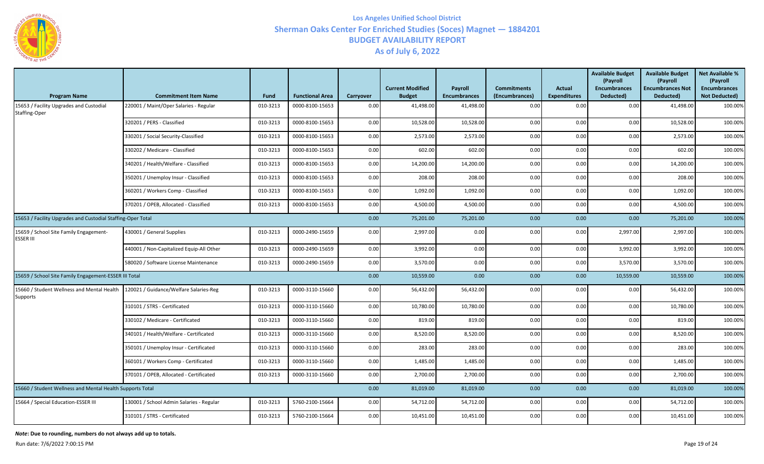# Los Angeles Unified School District

## Sherman Oaks Center For Enriched Studies (Soces) Magnet — 1884201

## BUDGET AVAILABILITY REPORT

## As of July 6, 2022

| Program Name | Commitment Item Name | Fund | Functional Area | Carryover | Current Modified Budget | Payroll Encumbrances | Commitments (Encumbrances) | Actual Expenditures | Available Budget (Payroll Encumbrances Deducted) | Available Budget (Payroll Encumbrances Not Deducted) | Net Available % (Payroll Encumbrances Not Deducted) |
|---|---|---|---|---|---|---|---|---|---|---|---|
| 15653 / Facility Upgrades and Custodial Staffing-Oper | 220001 / Maint/Oper Salaries - Regular | 010-3213 | 0000-8100-15653 | 0.00 | 41,498.00 | 41,498.00 | 0.00 | 0.00 | 0.00 | 41,498.00 | 100.00% |
| | 320201 / PERS - Classified | 010-3213 | 0000-8100-15653 | 0.00 | 10,528.00 | 10,528.00 | 0.00 | 0.00 | 0.00 | 10,528.00 | 100.00% |
| | 330201 / Social Security-Classified | 010-3213 | 0000-8100-15653 | 0.00 | 2,573.00 | 2,573.00 | 0.00 | 0.00 | 0.00 | 2,573.00 | 100.00% |
| | 330202 / Medicare - Classified | 010-3213 | 0000-8100-15653 | 0.00 | 602.00 | 602.00 | 0.00 | 0.00 | 0.00 | 602.00 | 100.00% |
| | 340201 / Health/Welfare - Classified | 010-3213 | 0000-8100-15653 | 0.00 | 14,200.00 | 14,200.00 | 0.00 | 0.00 | 0.00 | 14,200.00 | 100.00% |
| | 350201 / Unemploy Insur - Classified | 010-3213 | 0000-8100-15653 | 0.00 | 208.00 | 208.00 | 0.00 | 0.00 | 0.00 | 208.00 | 100.00% |
| | 360201 / Workers Comp - Classified | 010-3213 | 0000-8100-15653 | 0.00 | 1,092.00 | 1,092.00 | 0.00 | 0.00 | 0.00 | 1,092.00 | 100.00% |
| | 370201 / OPEB, Allocated - Classified | 010-3213 | 0000-8100-15653 | 0.00 | 4,500.00 | 4,500.00 | 0.00 | 0.00 | 0.00 | 4,500.00 | 100.00% |
| 15653 / Facility Upgrades and Custodial Staffing-Oper Total | | | | 0.00 | 75,201.00 | 75,201.00 | 0.00 | 0.00 | 0.00 | 75,201.00 | 100.00% |
| 15659 / School Site Family Engagement-ESSER III | 430001 / General Supplies | 010-3213 | 0000-2490-15659 | 0.00 | 2,997.00 | 0.00 | 0.00 | 0.00 | 2,997.00 | 2,997.00 | 100.00% |
| | 440001 / Non-Capitalized Equip-All Other | 010-3213 | 0000-2490-15659 | 0.00 | 3,992.00 | 0.00 | 0.00 | 0.00 | 3,992.00 | 3,992.00 | 100.00% |
| | 580020 / Software License Maintenance | 010-3213 | 0000-2490-15659 | 0.00 | 3,570.00 | 0.00 | 0.00 | 0.00 | 3,570.00 | 3,570.00 | 100.00% |
| 15659 / School Site Family Engagement-ESSER III Total | | | | 0.00 | 10,559.00 | 0.00 | 0.00 | 0.00 | 10,559.00 | 10,559.00 | 100.00% |
| 15660 / Student Wellness and Mental Health Supports | 120021 / Guidance/Welfare Salaries-Reg | 010-3213 | 0000-3110-15660 | 0.00 | 56,432.00 | 56,432.00 | 0.00 | 0.00 | 0.00 | 56,432.00 | 100.00% |
| | 310101 / STRS - Certificated | 010-3213 | 0000-3110-15660 | 0.00 | 10,780.00 | 10,780.00 | 0.00 | 0.00 | 0.00 | 10,780.00 | 100.00% |
| | 330102 / Medicare - Certificated | 010-3213 | 0000-3110-15660 | 0.00 | 819.00 | 819.00 | 0.00 | 0.00 | 0.00 | 819.00 | 100.00% |
| | 340101 / Health/Welfare - Certificated | 010-3213 | 0000-3110-15660 | 0.00 | 8,520.00 | 8,520.00 | 0.00 | 0.00 | 0.00 | 8,520.00 | 100.00% |
| | 350101 / Unemploy Insur - Certificated | 010-3213 | 0000-3110-15660 | 0.00 | 283.00 | 283.00 | 0.00 | 0.00 | 0.00 | 283.00 | 100.00% |
| | 360101 / Workers Comp - Certificated | 010-3213 | 0000-3110-15660 | 0.00 | 1,485.00 | 1,485.00 | 0.00 | 0.00 | 0.00 | 1,485.00 | 100.00% |
| | 370101 / OPEB, Allocated - Certificated | 010-3213 | 0000-3110-15660 | 0.00 | 2,700.00 | 2,700.00 | 0.00 | 0.00 | 0.00 | 2,700.00 | 100.00% |
| 15660 / Student Wellness and Mental Health Supports Total | | | | 0.00 | 81,019.00 | 81,019.00 | 0.00 | 0.00 | 0.00 | 81,019.00 | 100.00% |
| 15664 / Special Education-ESSER III | 130001 / School Admin Salaries - Regular | 010-3213 | 5760-2100-15664 | 0.00 | 54,712.00 | 54,712.00 | 0.00 | 0.00 | 0.00 | 54,712.00 | 100.00% |
| | 310101 / STRS - Certificated | 010-3213 | 5760-2100-15664 | 0.00 | 10,451.00 | 10,451.00 | 0.00 | 0.00 | 0.00 | 10,451.00 | 100.00% |

***Note*: Due to rounding, numbers do not always add up to totals.**

Run date: 7/6/2022 7:00:15 PM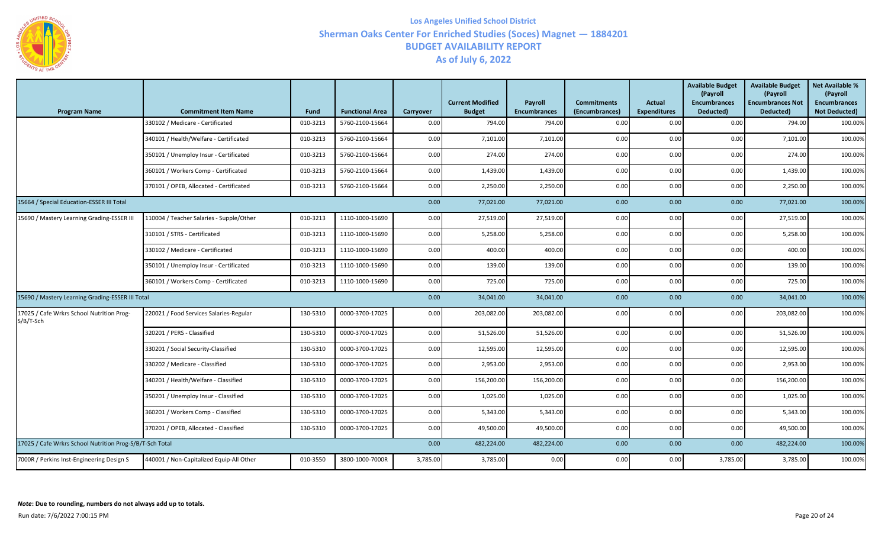# Los Angeles Unified School District

## Sherman Oaks Center For Enriched Studies (Soces) Magnet — 1884201

## BUDGET AVAILABILITY REPORT

## As of July 6, 2022

| Program Name | Commitment Item Name | Fund | Functional Area | Carryover | Current Modified Budget | Payroll Encumbrances | Commitments (Encumbrances) | Actual Expenditures | Available Budget (Payroll Encumbrances Deducted) | Available Budget (Payroll Encumbrances Not Deducted) | Net Available % (Payroll Encumbrances Not Deducted) |
|---|---|---|---|---|---|---|---|---|---|---|---|
| | 330102 / Medicare - Certificated | 010-3213 | 5760-2100-15664 | 0.00 | 794.00 | 794.00 | 0.00 | 0.00 | 0.00 | 794.00 | 100.00% |
| | 340101 / Health/Welfare - Certificated | 010-3213 | 5760-2100-15664 | 0.00 | 7,101.00 | 7,101.00 | 0.00 | 0.00 | 0.00 | 7,101.00 | 100.00% |
| | 350101 / Unemploy Insur - Certificated | 010-3213 | 5760-2100-15664 | 0.00 | 274.00 | 274.00 | 0.00 | 0.00 | 0.00 | 274.00 | 100.00% |
| | 360101 / Workers Comp - Certificated | 010-3213 | 5760-2100-15664 | 0.00 | 1,439.00 | 1,439.00 | 0.00 | 0.00 | 0.00 | 1,439.00 | 100.00% |
| | 370101 / OPEB, Allocated - Certificated | 010-3213 | 5760-2100-15664 | 0.00 | 2,250.00 | 2,250.00 | 0.00 | 0.00 | 0.00 | 2,250.00 | 100.00% |
| 15664 / Special Education-ESSER III Total | | | | 0.00 | 77,021.00 | 77,021.00 | 0.00 | 0.00 | 0.00 | 77,021.00 | 100.00% |
| 15690 / Mastery Learning Grading-ESSER III | 110004 / Teacher Salaries - Supple/Other | 010-3213 | 1110-1000-15690 | 0.00 | 27,519.00 | 27,519.00 | 0.00 | 0.00 | 0.00 | 27,519.00 | 100.00% |
| | 310101 / STRS - Certificated | 010-3213 | 1110-1000-15690 | 0.00 | 5,258.00 | 5,258.00 | 0.00 | 0.00 | 0.00 | 5,258.00 | 100.00% |
| | 330102 / Medicare - Certificated | 010-3213 | 1110-1000-15690 | 0.00 | 400.00 | 400.00 | 0.00 | 0.00 | 0.00 | 400.00 | 100.00% |
| | 350101 / Unemploy Insur - Certificated | 010-3213 | 1110-1000-15690 | 0.00 | 139.00 | 139.00 | 0.00 | 0.00 | 0.00 | 139.00 | 100.00% |
| | 360101 / Workers Comp - Certificated | 010-3213 | 1110-1000-15690 | 0.00 | 725.00 | 725.00 | 0.00 | 0.00 | 0.00 | 725.00 | 100.00% |
| 15690 / Mastery Learning Grading-ESSER III Total | | | | 0.00 | 34,041.00 | 34,041.00 | 0.00 | 0.00 | 0.00 | 34,041.00 | 100.00% |
| 17025 / Cafe Wrkrs School Nutrition Prog-S/B/T-Sch | 220021 / Food Services Salaries-Regular | 130-5310 | 0000-3700-17025 | 0.00 | 203,082.00 | 203,082.00 | 0.00 | 0.00 | 0.00 | 203,082.00 | 100.00% |
| | 320201 / PERS - Classified | 130-5310 | 0000-3700-17025 | 0.00 | 51,526.00 | 51,526.00 | 0.00 | 0.00 | 0.00 | 51,526.00 | 100.00% |
| | 330201 / Social Security-Classified | 130-5310 | 0000-3700-17025 | 0.00 | 12,595.00 | 12,595.00 | 0.00 | 0.00 | 0.00 | 12,595.00 | 100.00% |
| | 330202 / Medicare - Classified | 130-5310 | 0000-3700-17025 | 0.00 | 2,953.00 | 2,953.00 | 0.00 | 0.00 | 0.00 | 2,953.00 | 100.00% |
| | 340201 / Health/Welfare - Classified | 130-5310 | 0000-3700-17025 | 0.00 | 156,200.00 | 156,200.00 | 0.00 | 0.00 | 0.00 | 156,200.00 | 100.00% |
| | 350201 / Unemploy Insur - Classified | 130-5310 | 0000-3700-17025 | 0.00 | 1,025.00 | 1,025.00 | 0.00 | 0.00 | 0.00 | 1,025.00 | 100.00% |
| | 360201 / Workers Comp - Classified | 130-5310 | 0000-3700-17025 | 0.00 | 5,343.00 | 5,343.00 | 0.00 | 0.00 | 0.00 | 5,343.00 | 100.00% |
| | 370201 / OPEB, Allocated - Classified | 130-5310 | 0000-3700-17025 | 0.00 | 49,500.00 | 49,500.00 | 0.00 | 0.00 | 0.00 | 49,500.00 | 100.00% |
| 17025 / Cafe Wrkrs School Nutrition Prog-S/B/T-Sch Total | | | | 0.00 | 482,224.00 | 482,224.00 | 0.00 | 0.00 | 0.00 | 482,224.00 | 100.00% |
| 7000R / Perkins Inst-Engineering Design S | 440001 / Non-Capitalized Equip-All Other | 010-3550 | 3800-1000-7000R | 3,785.00 | 3,785.00 | 0.00 | 0.00 | 0.00 | 3,785.00 | 3,785.00 | 100.00% |

***Note*: Due to rounding, numbers do not always add up to totals.**

Run date: 7/6/2022 7:00:15 PM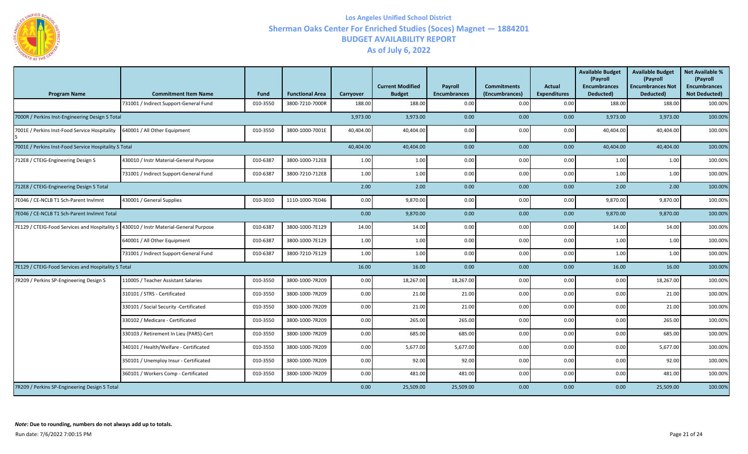# Los Angeles Unified School District

## Sherman Oaks Center For Enriched Studies (Soces) Magnet — 1884201

## BUDGET AVAILABILITY REPORT

## As of July 6, 2022

| Program Name | Commitment Item Name | Fund | Functional Area | Carryover | Current Modified Budget | Payroll Encumbrances | Commitments (Encumbrances) | Actual Expenditures | Available Budget (Payroll Encumbrances Deducted) | Available Budget (Payroll Encumbrances Not Deducted) | Net Available % (Payroll Encumbrances Not Deducted) |
|---|---|---|---|---|---|---|---|---|---|---|---|
| | 731001 / Indirect Support-General Fund | 010-3550 | 3800-7210-7000R | 188.00 | 188.00 | 0.00 | 0.00 | 0.00 | 188.00 | 188.00 | 100.00% |
| 7000R / Perkins Inst-Engineering Design S Total | | | | 3,973.00 | 3,973.00 | 0.00 | 0.00 | 0.00 | 3,973.00 | 3,973.00 | 100.00% |
| 7001E / Perkins Inst-Food Service Hospitality S | 640001 / All Other Equipment | 010-3550 | 3800-1000-7001E | 40,404.00 | 40,404.00 | 0.00 | 0.00 | 0.00 | 40,404.00 | 40,404.00 | 100.00% |
| 7001E / Perkins Inst-Food Service Hospitality S Total | | | | 40,404.00 | 40,404.00 | 0.00 | 0.00 | 0.00 | 40,404.00 | 40,404.00 | 100.00% |
| 712E8 / CTEIG-Engineering Design S | 430010 / Instr Material-General Purpose | 010-6387 | 3800-1000-712E8 | 1.00 | 1.00 | 0.00 | 0.00 | 0.00 | 1.00 | 1.00 | 100.00% |
| | 731001 / Indirect Support-General Fund | 010-6387 | 3800-7210-712E8 | 1.00 | 1.00 | 0.00 | 0.00 | 0.00 | 1.00 | 1.00 | 100.00% |
| 712E8 / CTEIG-Engineering Design S Total | | | | 2.00 | 2.00 | 0.00 | 0.00 | 0.00 | 2.00 | 2.00 | 100.00% |
| 7E046 / CE-NCLB T1 Sch-Parent Invlmnt | 430001 / General Supplies | 010-3010 | 1110-1000-7E046 | 0.00 | 9,870.00 | 0.00 | 0.00 | 0.00 | 9,870.00 | 9,870.00 | 100.00% |
| 7E046 / CE-NCLB T1 Sch-Parent Invlmnt Total | | | | 0.00 | 9,870.00 | 0.00 | 0.00 | 0.00 | 9,870.00 | 9,870.00 | 100.00% |
| 7E129 / CTEIG-Food Services and Hospitality S | 430010 / Instr Material-General Purpose | 010-6387 | 3800-1000-7E129 | 14.00 | 14.00 | 0.00 | 0.00 | 0.00 | 14.00 | 14.00 | 100.00% |
| | 640001 / All Other Equipment | 010-6387 | 3800-1000-7E129 | 1.00 | 1.00 | 0.00 | 0.00 | 0.00 | 1.00 | 1.00 | 100.00% |
| | 731001 / Indirect Support-General Fund | 010-6387 | 3800-7210-7E129 | 1.00 | 1.00 | 0.00 | 0.00 | 0.00 | 1.00 | 1.00 | 100.00% |
| 7E129 / CTEIG-Food Services and Hospitality S Total | | | | 16.00 | 16.00 | 0.00 | 0.00 | 0.00 | 16.00 | 16.00 | 100.00% |
| 7R209 / Perkins SP-Engineering Design S | 110005 / Teacher Assistant Salaries | 010-3550 | 3800-1000-7R209 | 0.00 | 18,267.00 | 18,267.00 | 0.00 | 0.00 | 0.00 | 18,267.00 | 100.00% |
| | 310101 / STRS - Certificated | 010-3550 | 3800-1000-7R209 | 0.00 | 21.00 | 21.00 | 0.00 | 0.00 | 0.00 | 21.00 | 100.00% |
| | 330101 / Social Security -Certificated | 010-3550 | 3800-1000-7R209 | 0.00 | 21.00 | 21.00 | 0.00 | 0.00 | 0.00 | 21.00 | 100.00% |
| | 330102 / Medicare - Certificated | 010-3550 | 3800-1000-7R209 | 0.00 | 265.00 | 265.00 | 0.00 | 0.00 | 0.00 | 265.00 | 100.00% |
| | 330103 / Retirement In Lieu (PARS)-Cert | 010-3550 | 3800-1000-7R209 | 0.00 | 685.00 | 685.00 | 0.00 | 0.00 | 0.00 | 685.00 | 100.00% |
| | 340101 / Health/Welfare - Certificated | 010-3550 | 3800-1000-7R209 | 0.00 | 5,677.00 | 5,677.00 | 0.00 | 0.00 | 0.00 | 5,677.00 | 100.00% |
| | 350101 / Unemploy Insur - Certificated | 010-3550 | 3800-1000-7R209 | 0.00 | 92.00 | 92.00 | 0.00 | 0.00 | 0.00 | 92.00 | 100.00% |
| | 360101 / Workers Comp - Certificated | 010-3550 | 3800-1000-7R209 | 0.00 | 481.00 | 481.00 | 0.00 | 0.00 | 0.00 | 481.00 | 100.00% |
| 7R209 / Perkins SP-Engineering Design S Total | | | | 0.00 | 25,509.00 | 25,509.00 | 0.00 | 0.00 | 0.00 | 25,509.00 | 100.00% |

***Note*: Due to rounding, numbers do not always add up to totals.**

Run date: 7/6/2022 7:00:15 PM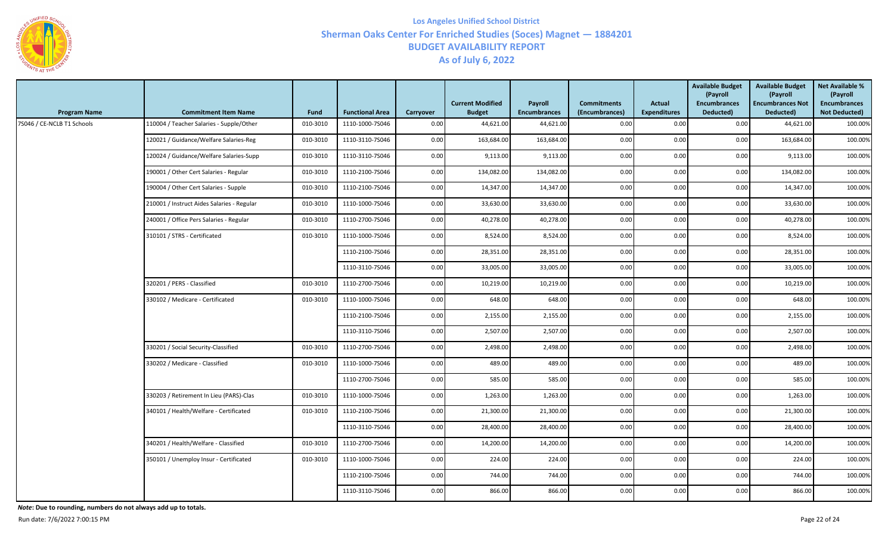# Los Angeles Unified School District

## Sherman Oaks Center For Enriched Studies (Soces) Magnet — 1884201

## BUDGET AVAILABILITY REPORT

## As of July 6, 2022

| Program Name | Commitment Item Name | Fund | Functional Area | Carryover | Current Modified Budget | Payroll Encumbrances | Commitments (Encumbrances) | Actual Expenditures | Available Budget (Payroll Encumbrances Deducted) | Available Budget (Payroll Encumbrances Not Deducted) | Net Available % (Payroll Encumbrances Not Deducted) |
|---|---|---|---|---|---|---|---|---|---|---|---|
| 7S046 / CE-NCLB T1 Schools | 110004 / Teacher Salaries - Supple/Other | 010-3010 | 1110-1000-7S046 | 0.00 | 44,621.00 | 44,621.00 | 0.00 | 0.00 | 0.00 | 44,621.00 | 100.00% |
| | 120021 / Guidance/Welfare Salaries-Reg | 010-3010 | 1110-3110-7S046 | 0.00 | 163,684.00 | 163,684.00 | 0.00 | 0.00 | 0.00 | 163,684.00 | 100.00% |
| | 120024 / Guidance/Welfare Salaries-Supp | 010-3010 | 1110-3110-7S046 | 0.00 | 9,113.00 | 9,113.00 | 0.00 | 0.00 | 0.00 | 9,113.00 | 100.00% |
| | 190001 / Other Cert Salaries - Regular | 010-3010 | 1110-2100-7S046 | 0.00 | 134,082.00 | 134,082.00 | 0.00 | 0.00 | 0.00 | 134,082.00 | 100.00% |
| | 190004 / Other Cert Salaries - Supple | 010-3010 | 1110-2100-7S046 | 0.00 | 14,347.00 | 14,347.00 | 0.00 | 0.00 | 0.00 | 14,347.00 | 100.00% |
| | 210001 / Instruct Aides Salaries - Regular | 010-3010 | 1110-1000-7S046 | 0.00 | 33,630.00 | 33,630.00 | 0.00 | 0.00 | 0.00 | 33,630.00 | 100.00% |
| | 240001 / Office Pers Salaries - Regular | 010-3010 | 1110-2700-7S046 | 0.00 | 40,278.00 | 40,278.00 | 0.00 | 0.00 | 0.00 | 40,278.00 | 100.00% |
| | 310101 / STRS - Certificated | 010-3010 | 1110-1000-7S046 | 0.00 | 8,524.00 | 8,524.00 | 0.00 | 0.00 | 0.00 | 8,524.00 | 100.00% |
| | | | 1110-2100-7S046 | 0.00 | 28,351.00 | 28,351.00 | 0.00 | 0.00 | 0.00 | 28,351.00 | 100.00% |
| | | | 1110-3110-7S046 | 0.00 | 33,005.00 | 33,005.00 | 0.00 | 0.00 | 0.00 | 33,005.00 | 100.00% |
| | 320201 / PERS - Classified | 010-3010 | 1110-2700-7S046 | 0.00 | 10,219.00 | 10,219.00 | 0.00 | 0.00 | 0.00 | 10,219.00 | 100.00% |
| | 330102 / Medicare - Certificated | 010-3010 | 1110-1000-7S046 | 0.00 | 648.00 | 648.00 | 0.00 | 0.00 | 0.00 | 648.00 | 100.00% |
| | | | 1110-2100-7S046 | 0.00 | 2,155.00 | 2,155.00 | 0.00 | 0.00 | 0.00 | 2,155.00 | 100.00% |
| | | | 1110-3110-7S046 | 0.00 | 2,507.00 | 2,507.00 | 0.00 | 0.00 | 0.00 | 2,507.00 | 100.00% |
| | 330201 / Social Security-Classified | 010-3010 | 1110-2700-7S046 | 0.00 | 2,498.00 | 2,498.00 | 0.00 | 0.00 | 0.00 | 2,498.00 | 100.00% |
| | 330202 / Medicare - Classified | 010-3010 | 1110-1000-7S046 | 0.00 | 489.00 | 489.00 | 0.00 | 0.00 | 0.00 | 489.00 | 100.00% |
| | | | 1110-2700-7S046 | 0.00 | 585.00 | 585.00 | 0.00 | 0.00 | 0.00 | 585.00 | 100.00% |
| | 330203 / Retirement In Lieu (PARS)-Clas | 010-3010 | 1110-1000-7S046 | 0.00 | 1,263.00 | 1,263.00 | 0.00 | 0.00 | 0.00 | 1,263.00 | 100.00% |
| | 340101 / Health/Welfare - Certificated | 010-3010 | 1110-2100-7S046 | 0.00 | 21,300.00 | 21,300.00 | 0.00 | 0.00 | 0.00 | 21,300.00 | 100.00% |
| | | | 1110-3110-7S046 | 0.00 | 28,400.00 | 28,400.00 | 0.00 | 0.00 | 0.00 | 28,400.00 | 100.00% |
| | 340201 / Health/Welfare - Classified | 010-3010 | 1110-2700-7S046 | 0.00 | 14,200.00 | 14,200.00 | 0.00 | 0.00 | 0.00 | 14,200.00 | 100.00% |
| | 350101 / Unemploy Insur - Certificated | 010-3010 | 1110-1000-7S046 | 0.00 | 224.00 | 224.00 | 0.00 | 0.00 | 0.00 | 224.00 | 100.00% |
| | | | 1110-2100-7S046 | 0.00 | 744.00 | 744.00 | 0.00 | 0.00 | 0.00 | 744.00 | 100.00% |
| | | | 1110-3110-7S046 | 0.00 | 866.00 | 866.00 | 0.00 | 0.00 | 0.00 | 866.00 | 100.00% |

***Note*: Due to rounding, numbers do not always add up to totals.**

Run date: 7/6/2022 7:00:15 PM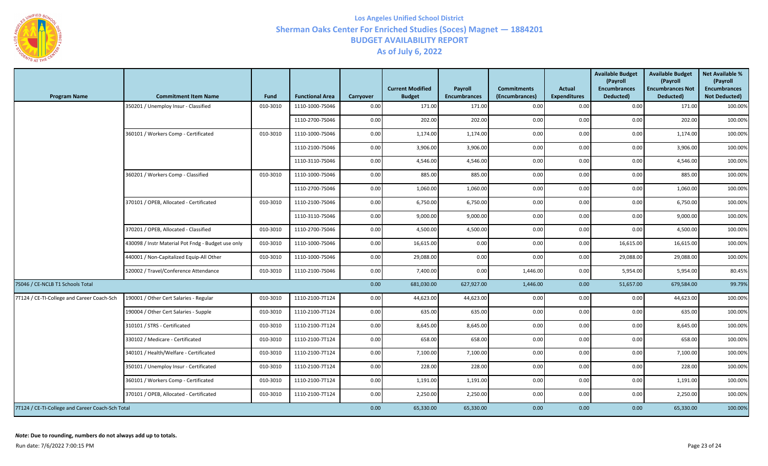# Los Angeles Unified School District
## Sherman Oaks Center For Enriched Studies (Soces) Magnet — 1884201
## BUDGET AVAILABILITY REPORT
## As of July 6, 2022

| Program Name | Commitment Item Name | Fund | Functional Area | Carryover | Current Modified Budget | Payroll Encumbrances | Commitments (Encumbrances) | Actual Expenditures | Available Budget (Payroll Encumbrances Deducted) | Available Budget (Payroll Encumbrances Not Deducted) | Net Available % (Payroll Encumbrances Not Deducted) |
|---|---|---|---|---|---|---|---|---|---|---|---|
| | 350201 / Unemploy Insur - Classified | 010-3010 | 1110-1000-7S046 | 0.00 | 171.00 | 171.00 | 0.00 | 0.00 | 0.00 | 171.00 | 100.00% |
| | | | 1110-2700-7S046 | 0.00 | 202.00 | 202.00 | 0.00 | 0.00 | 0.00 | 202.00 | 100.00% |
| | 360101 / Workers Comp - Certificated | 010-3010 | 1110-1000-7S046 | 0.00 | 1,174.00 | 1,174.00 | 0.00 | 0.00 | 0.00 | 1,174.00 | 100.00% |
| | | | 1110-2100-7S046 | 0.00 | 3,906.00 | 3,906.00 | 0.00 | 0.00 | 0.00 | 3,906.00 | 100.00% |
| | | | 1110-3110-7S046 | 0.00 | 4,546.00 | 4,546.00 | 0.00 | 0.00 | 0.00 | 4,546.00 | 100.00% |
| | 360201 / Workers Comp - Classified | 010-3010 | 1110-1000-7S046 | 0.00 | 885.00 | 885.00 | 0.00 | 0.00 | 0.00 | 885.00 | 100.00% |
| | | | 1110-2700-7S046 | 0.00 | 1,060.00 | 1,060.00 | 0.00 | 0.00 | 0.00 | 1,060.00 | 100.00% |
| | 370101 / OPEB, Allocated - Certificated | 010-3010 | 1110-2100-7S046 | 0.00 | 6,750.00 | 6,750.00 | 0.00 | 0.00 | 0.00 | 6,750.00 | 100.00% |
| | | | 1110-3110-7S046 | 0.00 | 9,000.00 | 9,000.00 | 0.00 | 0.00 | 0.00 | 9,000.00 | 100.00% |
| | 370201 / OPEB, Allocated - Classified | 010-3010 | 1110-2700-7S046 | 0.00 | 4,500.00 | 4,500.00 | 0.00 | 0.00 | 0.00 | 4,500.00 | 100.00% |
| | 430098 / Instr Material Pot Fndg - Budget use only | 010-3010 | 1110-1000-7S046 | 0.00 | 16,615.00 | 0.00 | 0.00 | 0.00 | 16,615.00 | 16,615.00 | 100.00% |
| | 440001 / Non-Capitalized Equip-All Other | 010-3010 | 1110-1000-7S046 | 0.00 | 29,088.00 | 0.00 | 0.00 | 0.00 | 29,088.00 | 29,088.00 | 100.00% |
| | 520002 / Travel/Conference Attendance | 010-3010 | 1110-2100-7S046 | 0.00 | 7,400.00 | 0.00 | 1,446.00 | 0.00 | 5,954.00 | 5,954.00 | 80.45% |
| 7S046 / CE-NCLB T1 Schools Total | | | | 0.00 | 681,030.00 | 627,927.00 | 1,446.00 | 0.00 | 51,657.00 | 679,584.00 | 99.79% |
| 7T124 / CE-TI-College and Career Coach-Sch | 190001 / Other Cert Salaries - Regular | 010-3010 | 1110-2100-7T124 | 0.00 | 44,623.00 | 44,623.00 | 0.00 | 0.00 | 0.00 | 44,623.00 | 100.00% |
| | 190004 / Other Cert Salaries - Supple | 010-3010 | 1110-2100-7T124 | 0.00 | 635.00 | 635.00 | 0.00 | 0.00 | 0.00 | 635.00 | 100.00% |
| | 310101 / STRS - Certificated | 010-3010 | 1110-2100-7T124 | 0.00 | 8,645.00 | 8,645.00 | 0.00 | 0.00 | 0.00 | 8,645.00 | 100.00% |
| | 330102 / Medicare - Certificated | 010-3010 | 1110-2100-7T124 | 0.00 | 658.00 | 658.00 | 0.00 | 0.00 | 0.00 | 658.00 | 100.00% |
| | 340101 / Health/Welfare - Certificated | 010-3010 | 1110-2100-7T124 | 0.00 | 7,100.00 | 7,100.00 | 0.00 | 0.00 | 0.00 | 7,100.00 | 100.00% |
| | 350101 / Unemploy Insur - Certificated | 010-3010 | 1110-2100-7T124 | 0.00 | 228.00 | 228.00 | 0.00 | 0.00 | 0.00 | 228.00 | 100.00% |
| | 360101 / Workers Comp - Certificated | 010-3010 | 1110-2100-7T124 | 0.00 | 1,191.00 | 1,191.00 | 0.00 | 0.00 | 0.00 | 1,191.00 | 100.00% |
| | 370101 / OPEB, Allocated - Certificated | 010-3010 | 1110-2100-7T124 | 0.00 | 2,250.00 | 2,250.00 | 0.00 | 0.00 | 0.00 | 2,250.00 | 100.00% |
| 7T124 / CE-TI-College and Career Coach-Sch Total | | | | 0.00 | 65,330.00 | 65,330.00 | 0.00 | 0.00 | 0.00 | 65,330.00 | 100.00% |

***Note*: Due to rounding, numbers do not always add up to totals.**

Run date: 7/6/2022 7:00:15 PM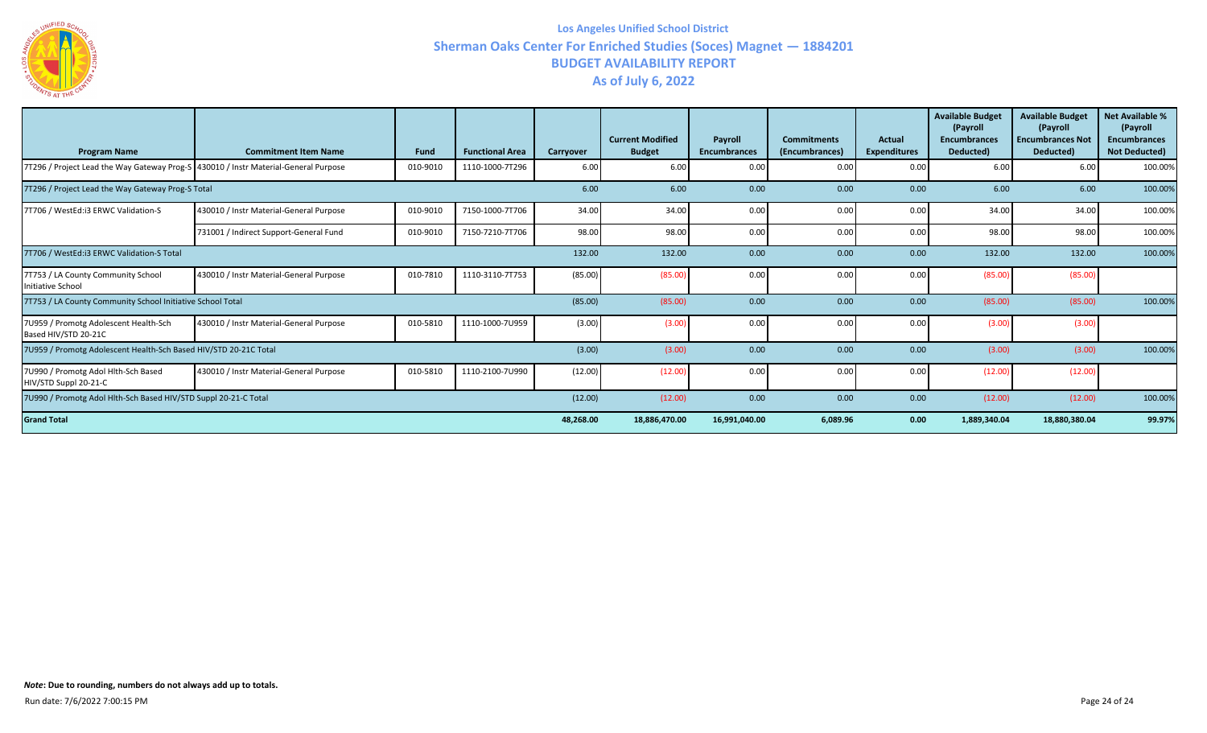# Los Angeles Unified School District

## Sherman Oaks Center For Enriched Studies (Soces) Magnet — 1884201

## BUDGET AVAILABILITY REPORT

## As of July 6, 2022

| Program Name | Commitment Item Name | Fund | Functional Area | Carryover | Current Modified Budget | Payroll Encumbrances | Commitments (Encumbrances) | Actual Expenditures | Available Budget (Payroll Encumbrances Deducted) | Available Budget (Payroll Encumbrances Not Deducted) | Net Available % (Payroll Encumbrances Not Deducted) |
|---|---|---|---|---|---|---|---|---|---|---|---|
| 7T296 / Project Lead the Way Gateway Prog-S | 430010 / Instr Material-General Purpose | 010-9010 | 1110-1000-7T296 | 6.00 | 6.00 | 0.00 | 0.00 | 0.00 | 6.00 | 6.00 | 100.00% |
| 7T296 / Project Lead the Way Gateway Prog-S Total | | | | 6.00 | 6.00 | 0.00 | 0.00 | 0.00 | 6.00 | 6.00 | 100.00% |
| 7T706 / WestEd:i3 ERWC Validation-S | 430010 / Instr Material-General Purpose | 010-9010 | 7150-1000-7T706 | 34.00 | 34.00 | 0.00 | 0.00 | 0.00 | 34.00 | 34.00 | 100.00% |
| | 731001 / Indirect Support-General Fund | 010-9010 | 7150-7210-7T706 | 98.00 | 98.00 | 0.00 | 0.00 | 0.00 | 98.00 | 98.00 | 100.00% |
| 7T706 / WestEd:i3 ERWC Validation-S Total | | | | 132.00 | 132.00 | 0.00 | 0.00 | 0.00 | 132.00 | 132.00 | 100.00% |
| 7T753 / LA County Community School Initiative School | 430010 / Instr Material-General Purpose | 010-7810 | 1110-3110-7T753 | (85.00) | (85.00) | 0.00 | 0.00 | 0.00 | (85.00) | (85.00) | |
| 7T753 / LA County Community School Initiative School Total | | | | (85.00) | (85.00) | 0.00 | 0.00 | 0.00 | (85.00) | (85.00) | 100.00% |
| 7U959 / Promotg Adolescent Health-Sch Based HIV/STD 20-21C | 430010 / Instr Material-General Purpose | 010-5810 | 1110-1000-7U959 | (3.00) | (3.00) | 0.00 | 0.00 | 0.00 | (3.00) | (3.00) | |
| 7U959 / Promotg Adolescent Health-Sch Based HIV/STD 20-21C Total | | | | (3.00) | (3.00) | 0.00 | 0.00 | 0.00 | (3.00) | (3.00) | 100.00% |
| 7U990 / Promotg Adol Hlth-Sch Based HIV/STD Suppl 20-21-C | 430010 / Instr Material-General Purpose | 010-5810 | 1110-2100-7U990 | (12.00) | (12.00) | 0.00 | 0.00 | 0.00 | (12.00) | (12.00) | |
| 7U990 / Promotg Adol Hlth-Sch Based HIV/STD Suppl 20-21-C Total | | | | (12.00) | (12.00) | 0.00 | 0.00 | 0.00 | (12.00) | (12.00) | 100.00% |
| **Grand Total** | | | | **48,268.00** | **18,886,470.00** | **16,991,040.00** | **6,089.96** | **0.00** | **1,889,340.04** | **18,880,380.04** | **99.97%** |

***Note*: Due to rounding, numbers do not always add up to totals.**

Run date: 7/6/2022 7:00:15 PM